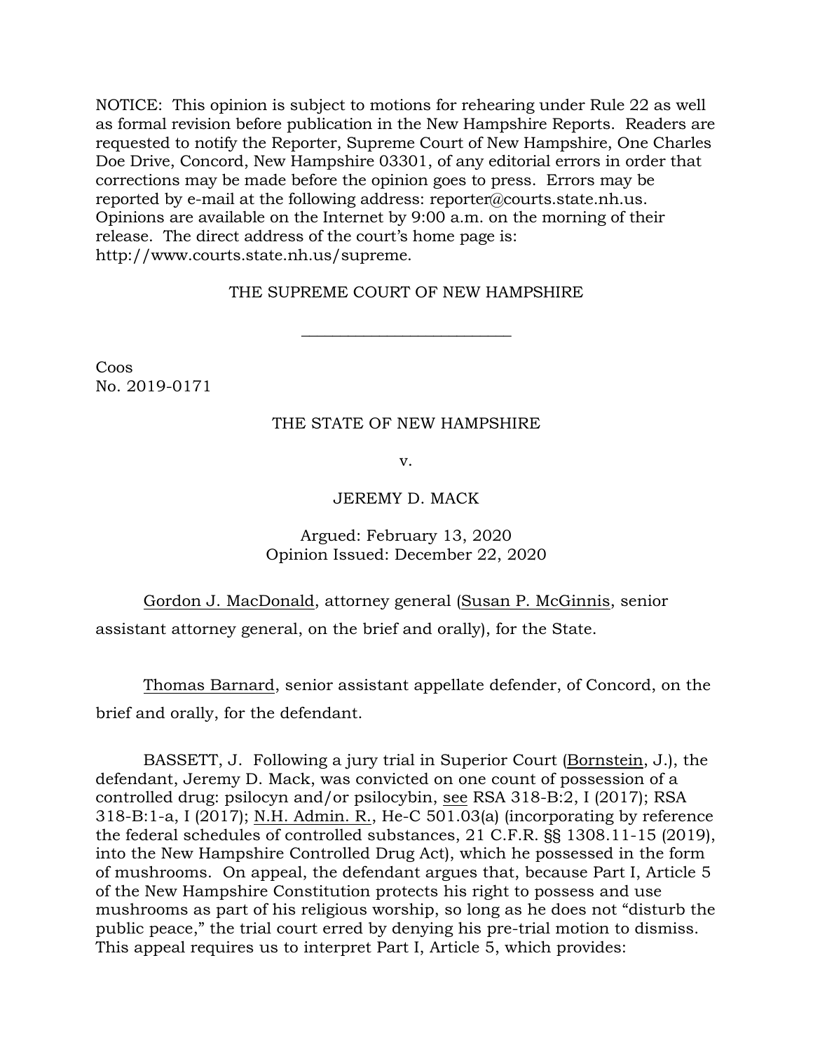NOTICE: This opinion is subject to motions for rehearing under Rule 22 as well as formal revision before publication in the New Hampshire Reports. Readers are requested to notify the Reporter, Supreme Court of New Hampshire, One Charles Doe Drive, Concord, New Hampshire 03301, of any editorial errors in order that corrections may be made before the opinion goes to press. Errors may be reported by e-mail at the following address: reporter@courts.state.nh.us. Opinions are available on the Internet by 9:00 a.m. on the morning of their release. The direct address of the court's home page is: http://www.courts.state.nh.us/supreme.

THE SUPREME COURT OF NEW HAMPSHIRE

---

Coos
No. 2019-0171

THE STATE OF NEW HAMPSHIRE

v.

JEREMY D. MACK

Argued: February 13, 2020
Opinion Issued: December 22, 2020

Gordon J. MacDonald, attorney general (Susan P. McGinnis, senior assistant attorney general, on the brief and orally), for the State.

Thomas Barnard, senior assistant appellate defender, of Concord, on the brief and orally, for the defendant.

BASSETT, J. Following a jury trial in Superior Court (Bornstein, J.), the defendant, Jeremy D. Mack, was convicted on one count of possession of a controlled drug: psilocyn and/or psilocybin, see RSA 318-B:2, I (2017); RSA 318-B:1-a, I (2017); N.H. Admin. R., He-C 501.03(a) (incorporating by reference the federal schedules of controlled substances, 21 C.F.R. §§ 1308.11-15 (2019), into the New Hampshire Controlled Drug Act), which he possessed in the form of mushrooms. On appeal, the defendant argues that, because Part I, Article 5 of the New Hampshire Constitution protects his right to possess and use mushrooms as part of his religious worship, so long as he does not "disturb the public peace," the trial court erred by denying his pre-trial motion to dismiss. This appeal requires us to interpret Part I, Article 5, which provides: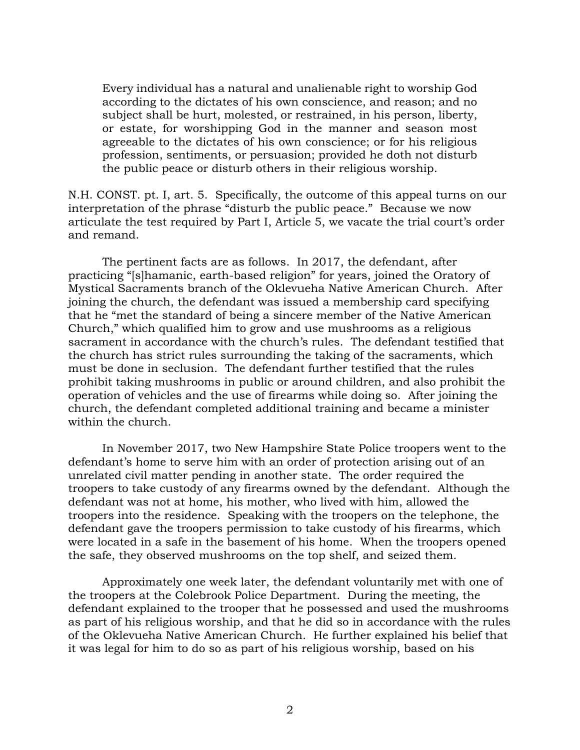> Every individual has a natural and unalienable right to worship God according to the dictates of his own conscience, and reason; and no subject shall be hurt, molested, or restrained, in his person, liberty, or estate, for worshipping God in the manner and season most agreeable to the dictates of his own conscience; or for his religious profession, sentiments, or persuasion; provided he doth not disturb the public peace or disturb others in their religious worship.

N.H. CONST. pt. I, art. 5. Specifically, the outcome of this appeal turns on our interpretation of the phrase "disturb the public peace." Because we now articulate the test required by Part I, Article 5, we vacate the trial court's order and remand.

The pertinent facts are as follows. In 2017, the defendant, after practicing "[s]hamanic, earth-based religion" for years, joined the Oratory of Mystical Sacraments branch of the Oklevueha Native American Church. After joining the church, the defendant was issued a membership card specifying that he "met the standard of being a sincere member of the Native American Church," which qualified him to grow and use mushrooms as a religious sacrament in accordance with the church's rules. The defendant testified that the church has strict rules surrounding the taking of the sacraments, which must be done in seclusion. The defendant further testified that the rules prohibit taking mushrooms in public or around children, and also prohibit the operation of vehicles and the use of firearms while doing so. After joining the church, the defendant completed additional training and became a minister within the church.

In November 2017, two New Hampshire State Police troopers went to the defendant's home to serve him with an order of protection arising out of an unrelated civil matter pending in another state. The order required the troopers to take custody of any firearms owned by the defendant. Although the defendant was not at home, his mother, who lived with him, allowed the troopers into the residence. Speaking with the troopers on the telephone, the defendant gave the troopers permission to take custody of his firearms, which were located in a safe in the basement of his home. When the troopers opened the safe, they observed mushrooms on the top shelf, and seized them.

Approximately one week later, the defendant voluntarily met with one of the troopers at the Colebrook Police Department. During the meeting, the defendant explained to the trooper that he possessed and used the mushrooms as part of his religious worship, and that he did so in accordance with the rules of the Oklevueha Native American Church. He further explained his belief that it was legal for him to do so as part of his religious worship, based on his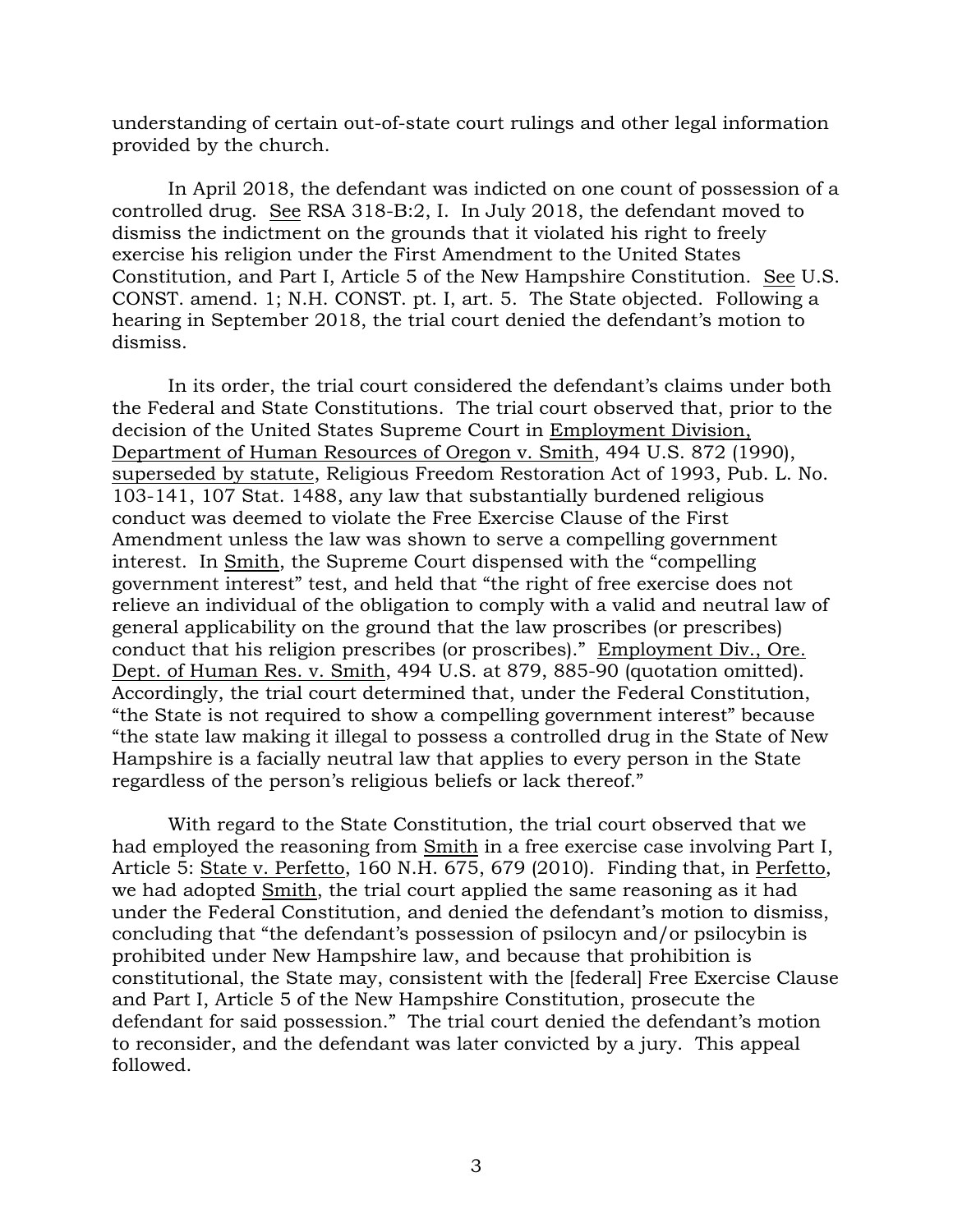understanding of certain out-of-state court rulings and other legal information provided by the church.

In April 2018, the defendant was indicted on one count of possession of a controlled drug. See RSA 318-B:2, I. In July 2018, the defendant moved to dismiss the indictment on the grounds that it violated his right to freely exercise his religion under the First Amendment to the United States Constitution, and Part I, Article 5 of the New Hampshire Constitution. See U.S. CONST. amend. 1; N.H. CONST. pt. I, art. 5. The State objected. Following a hearing in September 2018, the trial court denied the defendant's motion to dismiss.

In its order, the trial court considered the defendant's claims under both the Federal and State Constitutions. The trial court observed that, prior to the decision of the United States Supreme Court in Employment Division, Department of Human Resources of Oregon v. Smith, 494 U.S. 872 (1990), superseded by statute, Religious Freedom Restoration Act of 1993, Pub. L. No. 103-141, 107 Stat. 1488, any law that substantially burdened religious conduct was deemed to violate the Free Exercise Clause of the First Amendment unless the law was shown to serve a compelling government interest. In Smith, the Supreme Court dispensed with the "compelling government interest" test, and held that "the right of free exercise does not relieve an individual of the obligation to comply with a valid and neutral law of general applicability on the ground that the law proscribes (or prescribes) conduct that his religion prescribes (or proscribes)." Employment Div., Ore. Dept. of Human Res. v. Smith, 494 U.S. at 879, 885-90 (quotation omitted). Accordingly, the trial court determined that, under the Federal Constitution, "the State is not required to show a compelling government interest" because "the state law making it illegal to possess a controlled drug in the State of New Hampshire is a facially neutral law that applies to every person in the State regardless of the person's religious beliefs or lack thereof."

With regard to the State Constitution, the trial court observed that we had employed the reasoning from Smith in a free exercise case involving Part I, Article 5: State v. Perfetto, 160 N.H. 675, 679 (2010). Finding that, in Perfetto, we had adopted Smith, the trial court applied the same reasoning as it had under the Federal Constitution, and denied the defendant's motion to dismiss, concluding that "the defendant's possession of psilocyn and/or psilocybin is prohibited under New Hampshire law, and because that prohibition is constitutional, the State may, consistent with the [federal] Free Exercise Clause and Part I, Article 5 of the New Hampshire Constitution, prosecute the defendant for said possession." The trial court denied the defendant's motion to reconsider, and the defendant was later convicted by a jury. This appeal followed.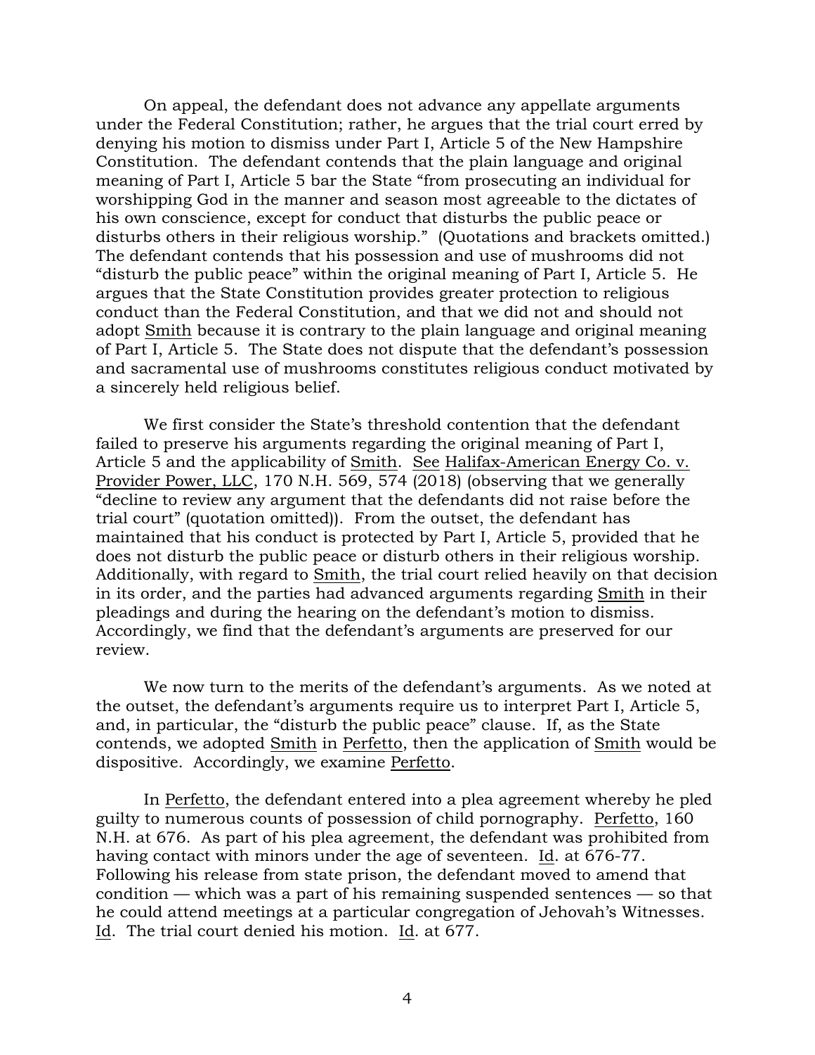On appeal, the defendant does not advance any appellate arguments under the Federal Constitution; rather, he argues that the trial court erred by denying his motion to dismiss under Part I, Article 5 of the New Hampshire Constitution. The defendant contends that the plain language and original meaning of Part I, Article 5 bar the State "from prosecuting an individual for worshipping God in the manner and season most agreeable to the dictates of his own conscience, except for conduct that disturbs the public peace or disturbs others in their religious worship." (Quotations and brackets omitted.) The defendant contends that his possession and use of mushrooms did not "disturb the public peace" within the original meaning of Part I, Article 5. He argues that the State Constitution provides greater protection to religious conduct than the Federal Constitution, and that we did not and should not adopt Smith because it is contrary to the plain language and original meaning of Part I, Article 5. The State does not dispute that the defendant's possession and sacramental use of mushrooms constitutes religious conduct motivated by a sincerely held religious belief.

We first consider the State's threshold contention that the defendant failed to preserve his arguments regarding the original meaning of Part I, Article 5 and the applicability of Smith. See Halifax-American Energy Co. v. Provider Power, LLC, 170 N.H. 569, 574 (2018) (observing that we generally "decline to review any argument that the defendants did not raise before the trial court" (quotation omitted)). From the outset, the defendant has maintained that his conduct is protected by Part I, Article 5, provided that he does not disturb the public peace or disturb others in their religious worship. Additionally, with regard to Smith, the trial court relied heavily on that decision in its order, and the parties had advanced arguments regarding Smith in their pleadings and during the hearing on the defendant's motion to dismiss. Accordingly, we find that the defendant's arguments are preserved for our review.

We now turn to the merits of the defendant's arguments. As we noted at the outset, the defendant's arguments require us to interpret Part I, Article 5, and, in particular, the "disturb the public peace" clause. If, as the State contends, we adopted Smith in Perfetto, then the application of Smith would be dispositive. Accordingly, we examine Perfetto.

In Perfetto, the defendant entered into a plea agreement whereby he pled guilty to numerous counts of possession of child pornography. Perfetto, 160 N.H. at 676. As part of his plea agreement, the defendant was prohibited from having contact with minors under the age of seventeen. Id. at 676-77. Following his release from state prison, the defendant moved to amend that condition — which was a part of his remaining suspended sentences — so that he could attend meetings at a particular congregation of Jehovah's Witnesses. Id. The trial court denied his motion. Id. at 677.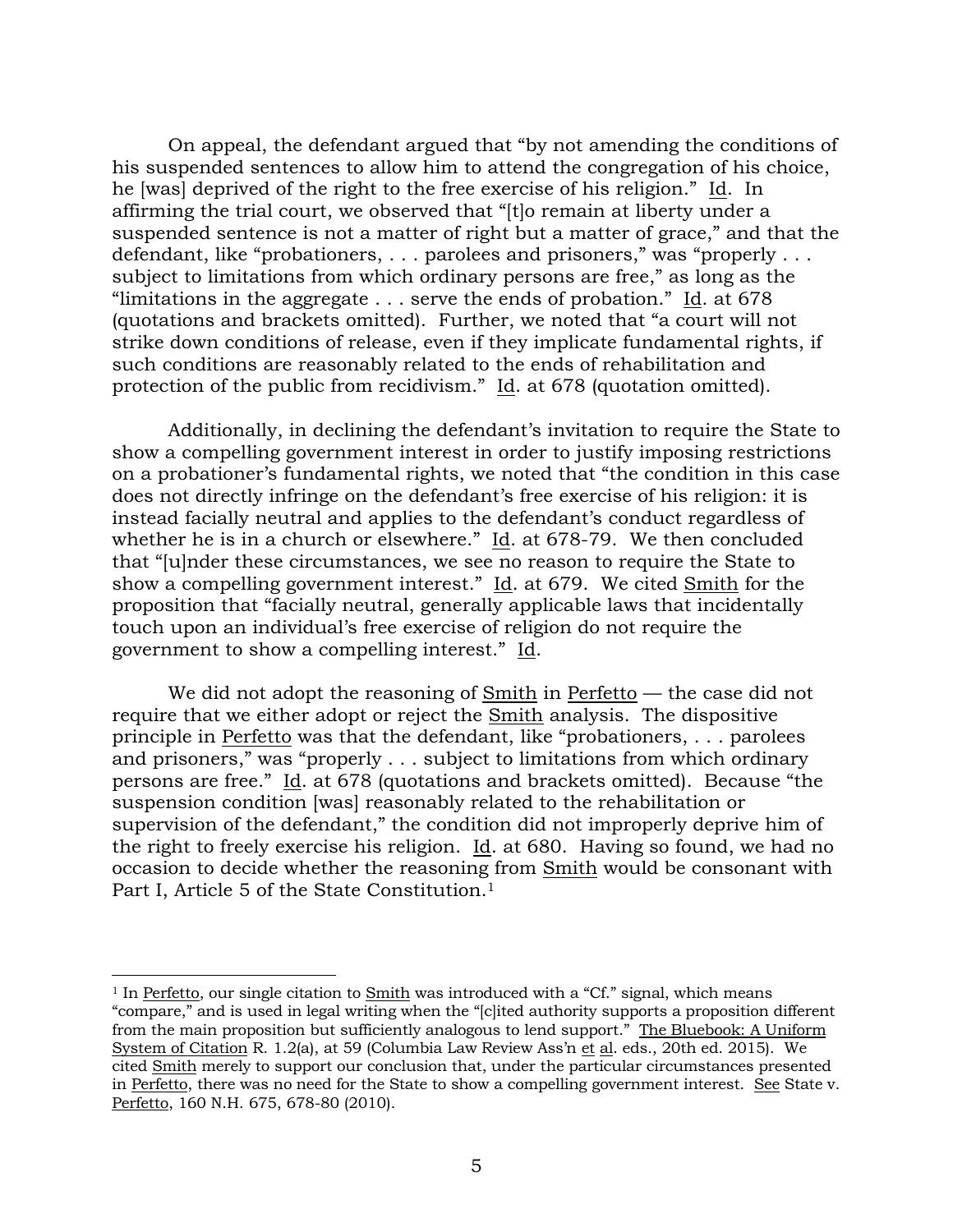On appeal, the defendant argued that "by not amending the conditions of his suspended sentences to allow him to attend the congregation of his choice, he [was] deprived of the right to the free exercise of his religion." Id. In affirming the trial court, we observed that "[t]o remain at liberty under a suspended sentence is not a matter of right but a matter of grace," and that the defendant, like "probationers, . . . parolees and prisoners," was "properly . . . subject to limitations from which ordinary persons are free," as long as the "limitations in the aggregate . . . serve the ends of probation." Id. at 678 (quotations and brackets omitted). Further, we noted that "a court will not strike down conditions of release, even if they implicate fundamental rights, if such conditions are reasonably related to the ends of rehabilitation and protection of the public from recidivism." Id. at 678 (quotation omitted).

Additionally, in declining the defendant's invitation to require the State to show a compelling government interest in order to justify imposing restrictions on a probationer's fundamental rights, we noted that "the condition in this case does not directly infringe on the defendant's free exercise of his religion: it is instead facially neutral and applies to the defendant's conduct regardless of whether he is in a church or elsewhere." Id. at 678-79. We then concluded that "[u]nder these circumstances, we see no reason to require the State to show a compelling government interest." Id. at 679. We cited Smith for the proposition that "facially neutral, generally applicable laws that incidentally touch upon an individual's free exercise of religion do not require the government to show a compelling interest." Id.

We did not adopt the reasoning of Smith in Perfetto — the case did not require that we either adopt or reject the Smith analysis. The dispositive principle in Perfetto was that the defendant, like "probationers, . . . parolees and prisoners," was "properly . . . subject to limitations from which ordinary persons are free." Id. at 678 (quotations and brackets omitted). Because "the suspension condition [was] reasonably related to the rehabilitation or supervision of the defendant," the condition did not improperly deprive him of the right to freely exercise his religion. Id. at 680. Having so found, we had no occasion to decide whether the reasoning from Smith would be consonant with Part I, Article 5 of the State Constitution.[1]

[1] In Perfetto, our single citation to Smith was introduced with a "Cf." signal, which means "compare," and is used in legal writing when the "[c]ited authority supports a proposition different from the main proposition but sufficiently analogous to lend support." The Bluebook: A Uniform System of Citation R. 1.2(a), at 59 (Columbia Law Review Ass'n et al. eds., 20th ed. 2015). We cited Smith merely to support our conclusion that, under the particular circumstances presented in Perfetto, there was no need for the State to show a compelling government interest. See State v. Perfetto, 160 N.H. 675, 678-80 (2010).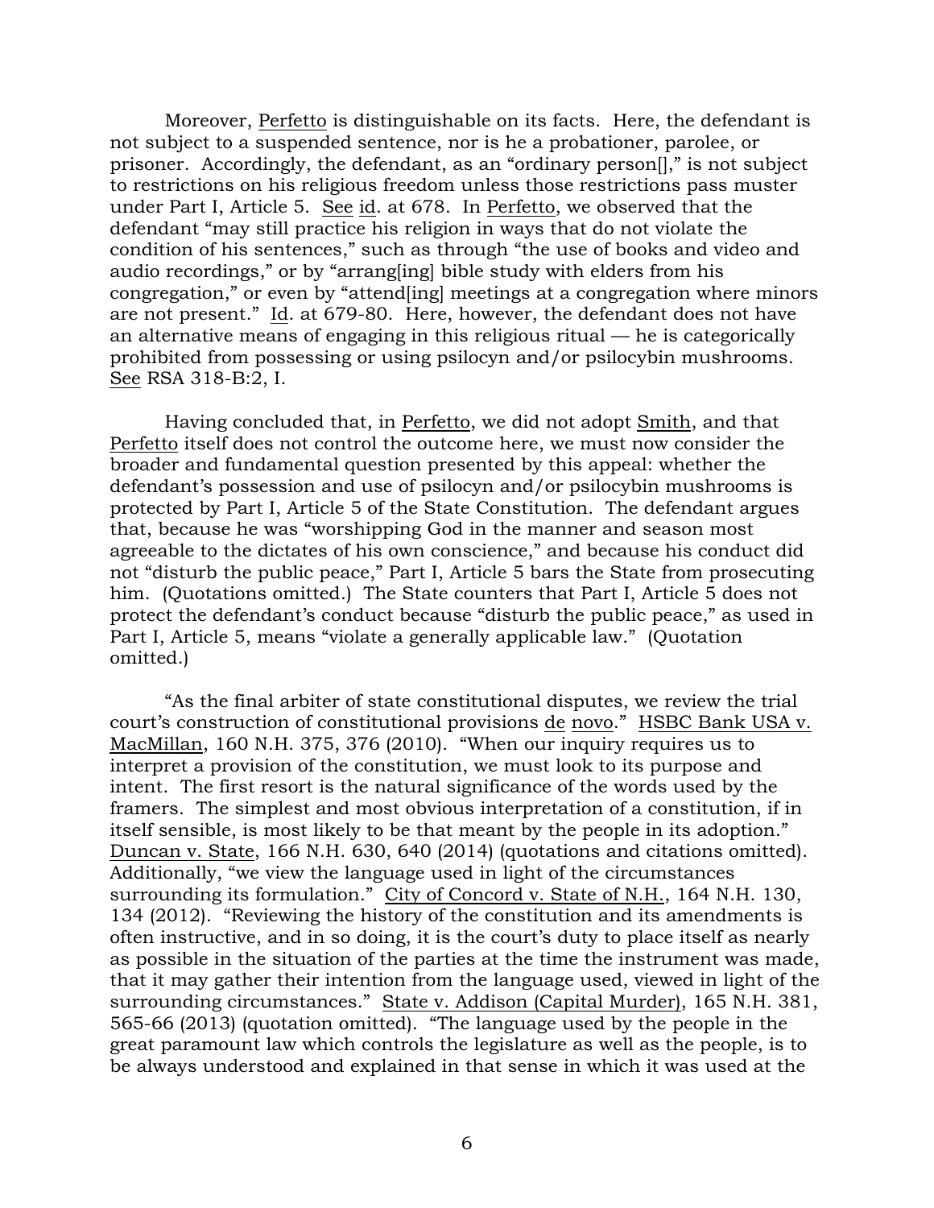Moreover, Perfetto is distinguishable on its facts. Here, the defendant is not subject to a suspended sentence, nor is he a probationer, parolee, or prisoner. Accordingly, the defendant, as an "ordinary person[]," is not subject to restrictions on his religious freedom unless those restrictions pass muster under Part I, Article 5. See id. at 678. In Perfetto, we observed that the defendant "may still practice his religion in ways that do not violate the condition of his sentences," such as through "the use of books and video and audio recordings," or by "arrang[ing] bible study with elders from his congregation," or even by "attend[ing] meetings at a congregation where minors are not present." Id. at 679-80. Here, however, the defendant does not have an alternative means of engaging in this religious ritual — he is categorically prohibited from possessing or using psilocyn and/or psilocybin mushrooms. See RSA 318-B:2, I.

Having concluded that, in Perfetto, we did not adopt Smith, and that Perfetto itself does not control the outcome here, we must now consider the broader and fundamental question presented by this appeal: whether the defendant's possession and use of psilocyn and/or psilocybin mushrooms is protected by Part I, Article 5 of the State Constitution. The defendant argues that, because he was "worshipping God in the manner and season most agreeable to the dictates of his own conscience," and because his conduct did not "disturb the public peace," Part I, Article 5 bars the State from prosecuting him. (Quotations omitted.) The State counters that Part I, Article 5 does not protect the defendant's conduct because "disturb the public peace," as used in Part I, Article 5, means "violate a generally applicable law." (Quotation omitted.)

"As the final arbiter of state constitutional disputes, we review the trial court's construction of constitutional provisions de novo." HSBC Bank USA v. MacMillan, 160 N.H. 375, 376 (2010). "When our inquiry requires us to interpret a provision of the constitution, we must look to its purpose and intent. The first resort is the natural significance of the words used by the framers. The simplest and most obvious interpretation of a constitution, if in itself sensible, is most likely to be that meant by the people in its adoption." Duncan v. State, 166 N.H. 630, 640 (2014) (quotations and citations omitted). Additionally, "we view the language used in light of the circumstances surrounding its formulation." City of Concord v. State of N.H., 164 N.H. 130, 134 (2012). "Reviewing the history of the constitution and its amendments is often instructive, and in so doing, it is the court's duty to place itself as nearly as possible in the situation of the parties at the time the instrument was made, that it may gather their intention from the language used, viewed in light of the surrounding circumstances." State v. Addison (Capital Murder), 165 N.H. 381, 565-66 (2013) (quotation omitted). "The language used by the people in the great paramount law which controls the legislature as well as the people, is to be always understood and explained in that sense in which it was used at the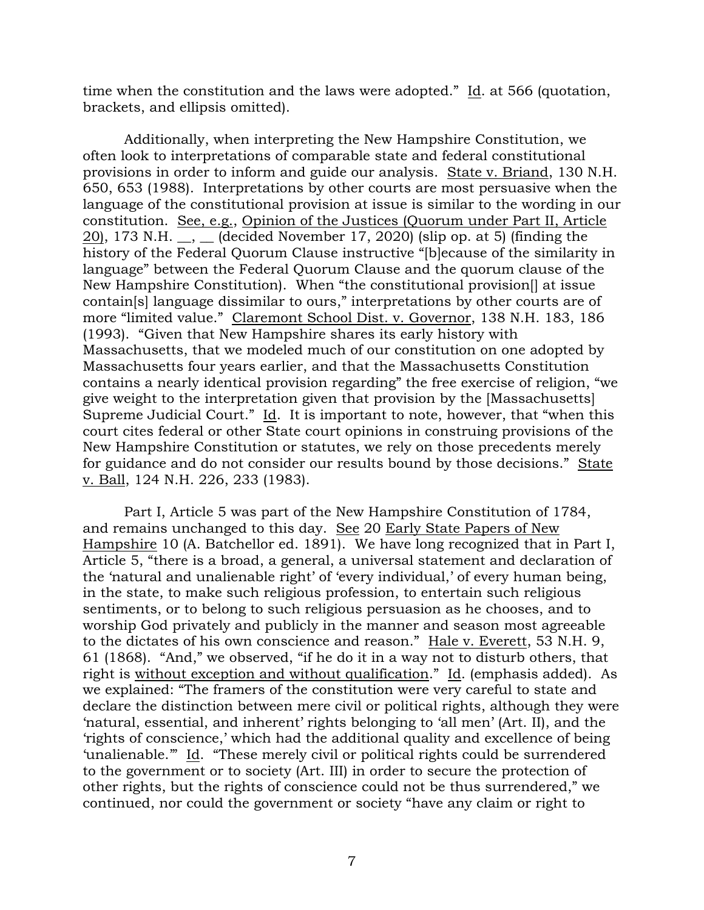time when the constitution and the laws were adopted." Id. at 566 (quotation, brackets, and ellipsis omitted).

Additionally, when interpreting the New Hampshire Constitution, we often look to interpretations of comparable state and federal constitutional provisions in order to inform and guide our analysis. State v. Briand, 130 N.H. 650, 653 (1988). Interpretations by other courts are most persuasive when the language of the constitutional provision at issue is similar to the wording in our constitution. See, e.g., Opinion of the Justices (Quorum under Part II, Article 20), 173 N.H. __, __ (decided November 17, 2020) (slip op. at 5) (finding the history of the Federal Quorum Clause instructive "[b]ecause of the similarity in language" between the Federal Quorum Clause and the quorum clause of the New Hampshire Constitution). When "the constitutional provision[] at issue contain[s] language dissimilar to ours," interpretations by other courts are of more "limited value." Claremont School Dist. v. Governor, 138 N.H. 183, 186 (1993). "Given that New Hampshire shares its early history with Massachusetts, that we modeled much of our constitution on one adopted by Massachusetts four years earlier, and that the Massachusetts Constitution contains a nearly identical provision regarding" the free exercise of religion, "we give weight to the interpretation given that provision by the [Massachusetts] Supreme Judicial Court." Id. It is important to note, however, that "when this court cites federal or other State court opinions in construing provisions of the New Hampshire Constitution or statutes, we rely on those precedents merely for guidance and do not consider our results bound by those decisions." State v. Ball, 124 N.H. 226, 233 (1983).

Part I, Article 5 was part of the New Hampshire Constitution of 1784, and remains unchanged to this day. See 20 Early State Papers of New Hampshire 10 (A. Batchellor ed. 1891). We have long recognized that in Part I, Article 5, "there is a broad, a general, a universal statement and declaration of the 'natural and unalienable right' of 'every individual,' of every human being, in the state, to make such religious profession, to entertain such religious sentiments, or to belong to such religious persuasion as he chooses, and to worship God privately and publicly in the manner and season most agreeable to the dictates of his own conscience and reason." Hale v. Everett, 53 N.H. 9, 61 (1868). "And," we observed, "if he do it in a way not to disturb others, that right is <u>without exception and without qualification</u>." Id. (emphasis added). As we explained: "The framers of the constitution were very careful to state and declare the distinction between mere civil or political rights, although they were 'natural, essential, and inherent' rights belonging to 'all men' (Art. II), and the 'rights of conscience,' which had the additional quality and excellence of being 'unalienable.'" Id. "These merely civil or political rights could be surrendered to the government or to society (Art. III) in order to secure the protection of other rights, but the rights of conscience could not be thus surrendered," we continued, nor could the government or society "have any claim or right to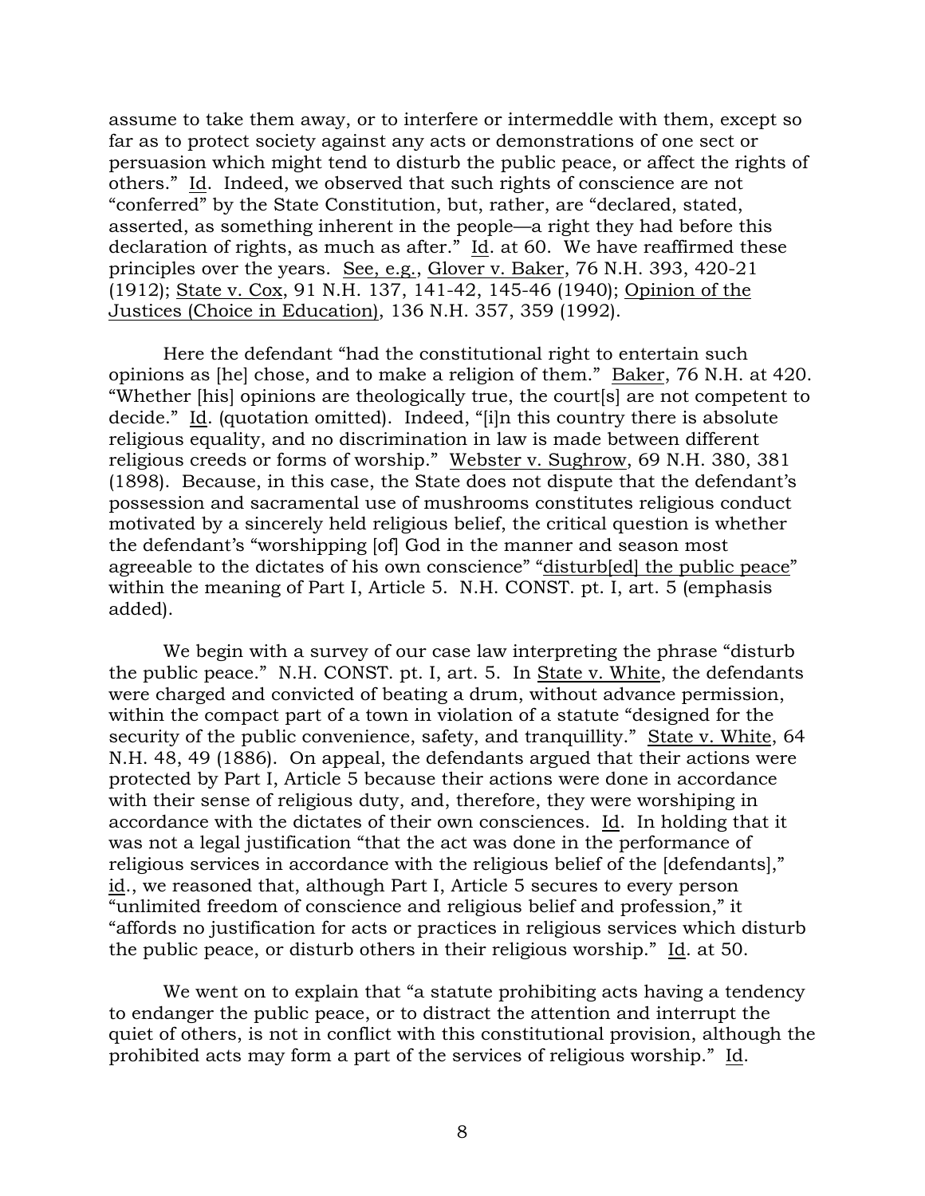assume to take them away, or to interfere or intermeddle with them, except so far as to protect society against any acts or demonstrations of one sect or persuasion which might tend to disturb the public peace, or affect the rights of others." Id. Indeed, we observed that such rights of conscience are not "conferred" by the State Constitution, but, rather, are "declared, stated, asserted, as something inherent in the people—a right they had before this declaration of rights, as much as after." Id. at 60. We have reaffirmed these principles over the years. See, e.g., Glover v. Baker, 76 N.H. 393, 420-21 (1912); State v. Cox, 91 N.H. 137, 141-42, 145-46 (1940); Opinion of the Justices (Choice in Education), 136 N.H. 357, 359 (1992).

Here the defendant "had the constitutional right to entertain such opinions as [he] chose, and to make a religion of them." Baker, 76 N.H. at 420. "Whether [his] opinions are theologically true, the court[s] are not competent to decide." Id. (quotation omitted). Indeed, "[i]n this country there is absolute religious equality, and no discrimination in law is made between different religious creeds or forms of worship." Webster v. Sughrow, 69 N.H. 380, 381 (1898). Because, in this case, the State does not dispute that the defendant's possession and sacramental use of mushrooms constitutes religious conduct motivated by a sincerely held religious belief, the critical question is whether the defendant's "worshipping [of] God in the manner and season most agreeable to the dictates of his own conscience" "disturb[ed] the public peace" within the meaning of Part I, Article 5. N.H. CONST. pt. I, art. 5 (emphasis added).

We begin with a survey of our case law interpreting the phrase "disturb the public peace." N.H. CONST. pt. I, art. 5. In State v. White, the defendants were charged and convicted of beating a drum, without advance permission, within the compact part of a town in violation of a statute "designed for the security of the public convenience, safety, and tranquillity." State v. White, 64 N.H. 48, 49 (1886). On appeal, the defendants argued that their actions were protected by Part I, Article 5 because their actions were done in accordance with their sense of religious duty, and, therefore, they were worshiping in accordance with the dictates of their own consciences. Id. In holding that it was not a legal justification "that the act was done in the performance of religious services in accordance with the religious belief of the [defendants]," id., we reasoned that, although Part I, Article 5 secures to every person "unlimited freedom of conscience and religious belief and profession," it "affords no justification for acts or practices in religious services which disturb the public peace, or disturb others in their religious worship." Id. at 50.

We went on to explain that "a statute prohibiting acts having a tendency to endanger the public peace, or to distract the attention and interrupt the quiet of others, is not in conflict with this constitutional provision, although the prohibited acts may form a part of the services of religious worship." Id.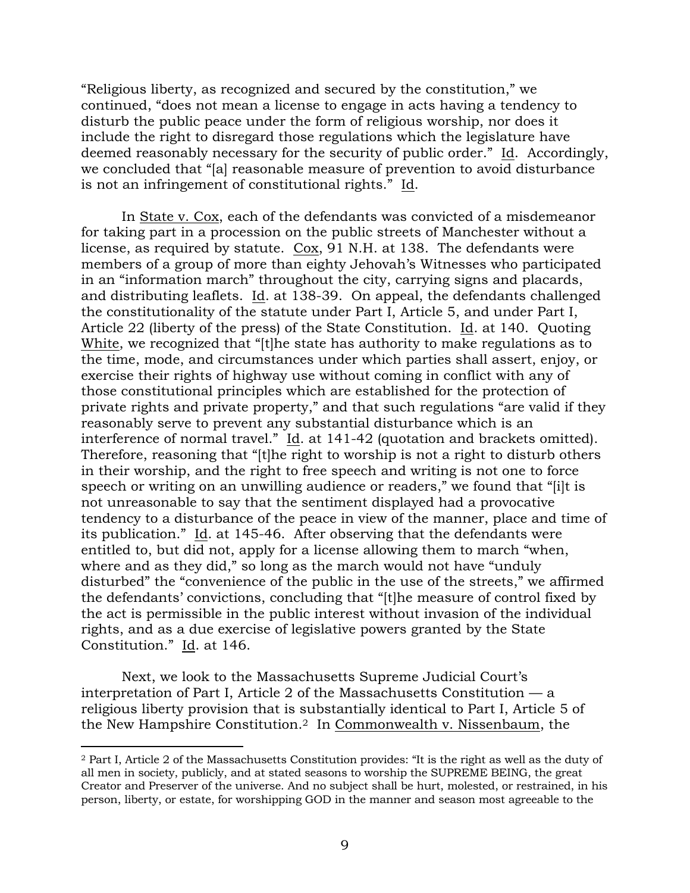"Religious liberty, as recognized and secured by the constitution," we continued, "does not mean a license to engage in acts having a tendency to disturb the public peace under the form of religious worship, nor does it include the right to disregard those regulations which the legislature have deemed reasonably necessary for the security of public order." Id. Accordingly, we concluded that "[a] reasonable measure of prevention to avoid disturbance is not an infringement of constitutional rights." Id.

In State v. Cox, each of the defendants was convicted of a misdemeanor for taking part in a procession on the public streets of Manchester without a license, as required by statute. Cox, 91 N.H. at 138. The defendants were members of a group of more than eighty Jehovah's Witnesses who participated in an "information march" throughout the city, carrying signs and placards, and distributing leaflets. Id. at 138-39. On appeal, the defendants challenged the constitutionality of the statute under Part I, Article 5, and under Part I, Article 22 (liberty of the press) of the State Constitution. Id. at 140. Quoting White, we recognized that "[t]he state has authority to make regulations as to the time, mode, and circumstances under which parties shall assert, enjoy, or exercise their rights of highway use without coming in conflict with any of those constitutional principles which are established for the protection of private rights and private property," and that such regulations "are valid if they reasonably serve to prevent any substantial disturbance which is an interference of normal travel." Id. at 141-42 (quotation and brackets omitted). Therefore, reasoning that "[t]he right to worship is not a right to disturb others in their worship, and the right to free speech and writing is not one to force speech or writing on an unwilling audience or readers," we found that "[i]t is not unreasonable to say that the sentiment displayed had a provocative tendency to a disturbance of the peace in view of the manner, place and time of its publication." Id. at 145-46. After observing that the defendants were entitled to, but did not, apply for a license allowing them to march "when, where and as they did," so long as the march would not have "unduly disturbed" the "convenience of the public in the use of the streets," we affirmed the defendants' convictions, concluding that "[t]he measure of control fixed by the act is permissible in the public interest without invasion of the individual rights, and as a due exercise of legislative powers granted by the State Constitution." Id. at 146.

Next, we look to the Massachusetts Supreme Judicial Court's interpretation of Part I, Article 2 of the Massachusetts Constitution — a religious liberty provision that is substantially identical to Part I, Article 5 of the New Hampshire Constitution.[2] In Commonwealth v. Nissenbaum, the

[2] Part I, Article 2 of the Massachusetts Constitution provides: "It is the right as well as the duty of all men in society, publicly, and at stated seasons to worship the SUPREME BEING, the great Creator and Preserver of the universe. And no subject shall be hurt, molested, or restrained, in his person, liberty, or estate, for worshipping GOD in the manner and season most agreeable to the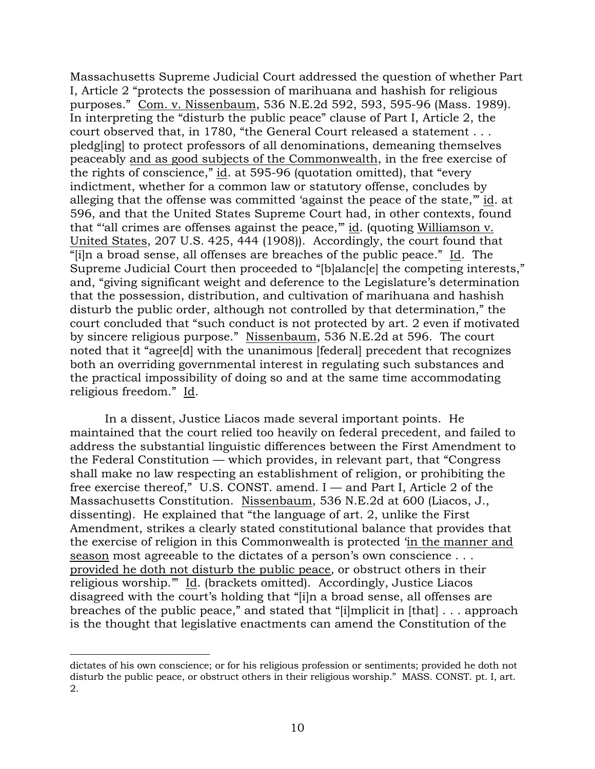Massachusetts Supreme Judicial Court addressed the question of whether Part I, Article 2 "protects the possession of marihuana and hashish for religious purposes." Com. v. Nissenbaum, 536 N.E.2d 592, 593, 595-96 (Mass. 1989). In interpreting the "disturb the public peace" clause of Part I, Article 2, the court observed that, in 1780, "the General Court released a statement . . . pledg[ing] to protect professors of all denominations, demeaning themselves peaceably and as good subjects of the Commonwealth, in the free exercise of the rights of conscience," id. at 595-96 (quotation omitted), that "every indictment, whether for a common law or statutory offense, concludes by alleging that the offense was committed 'against the peace of the state,'" id. at 596, and that the United States Supreme Court had, in other contexts, found that "'all crimes are offenses against the peace,'" id. (quoting Williamson v. United States, 207 U.S. 425, 444 (1908)). Accordingly, the court found that "[i]n a broad sense, all offenses are breaches of the public peace." Id. The Supreme Judicial Court then proceeded to "[b]alanc[e] the competing interests," and, "giving significant weight and deference to the Legislature's determination that the possession, distribution, and cultivation of marihuana and hashish disturb the public order, although not controlled by that determination," the court concluded that "such conduct is not protected by art. 2 even if motivated by sincere religious purpose." Nissenbaum, 536 N.E.2d at 596. The court noted that it "agree[d] with the unanimous [federal] precedent that recognizes both an overriding governmental interest in regulating such substances and the practical impossibility of doing so and at the same time accommodating religious freedom." Id.

In a dissent, Justice Liacos made several important points. He maintained that the court relied too heavily on federal precedent, and failed to address the substantial linguistic differences between the First Amendment to the Federal Constitution — which provides, in relevant part, that "Congress shall make no law respecting an establishment of religion, or prohibiting the free exercise thereof," U.S. CONST. amend. I — and Part I, Article 2 of the Massachusetts Constitution. Nissenbaum, 536 N.E.2d at 600 (Liacos, J., dissenting). He explained that "the language of art. 2, unlike the First Amendment, strikes a clearly stated constitutional balance that provides that the exercise of religion in this Commonwealth is protected 'in the manner and season most agreeable to the dictates of a person's own conscience . . . provided he doth not disturb the public peace, or obstruct others in their religious worship.'" Id. (brackets omitted). Accordingly, Justice Liacos disagreed with the court's holding that "[i]n a broad sense, all offenses are breaches of the public peace," and stated that "[i]mplicit in [that] . . . approach is the thought that legislative enactments can amend the Constitution of the

---

dictates of his own conscience; or for his religious profession or sentiments; provided he doth not disturb the public peace, or obstruct others in their religious worship." MASS. CONST. pt. I, art. 2.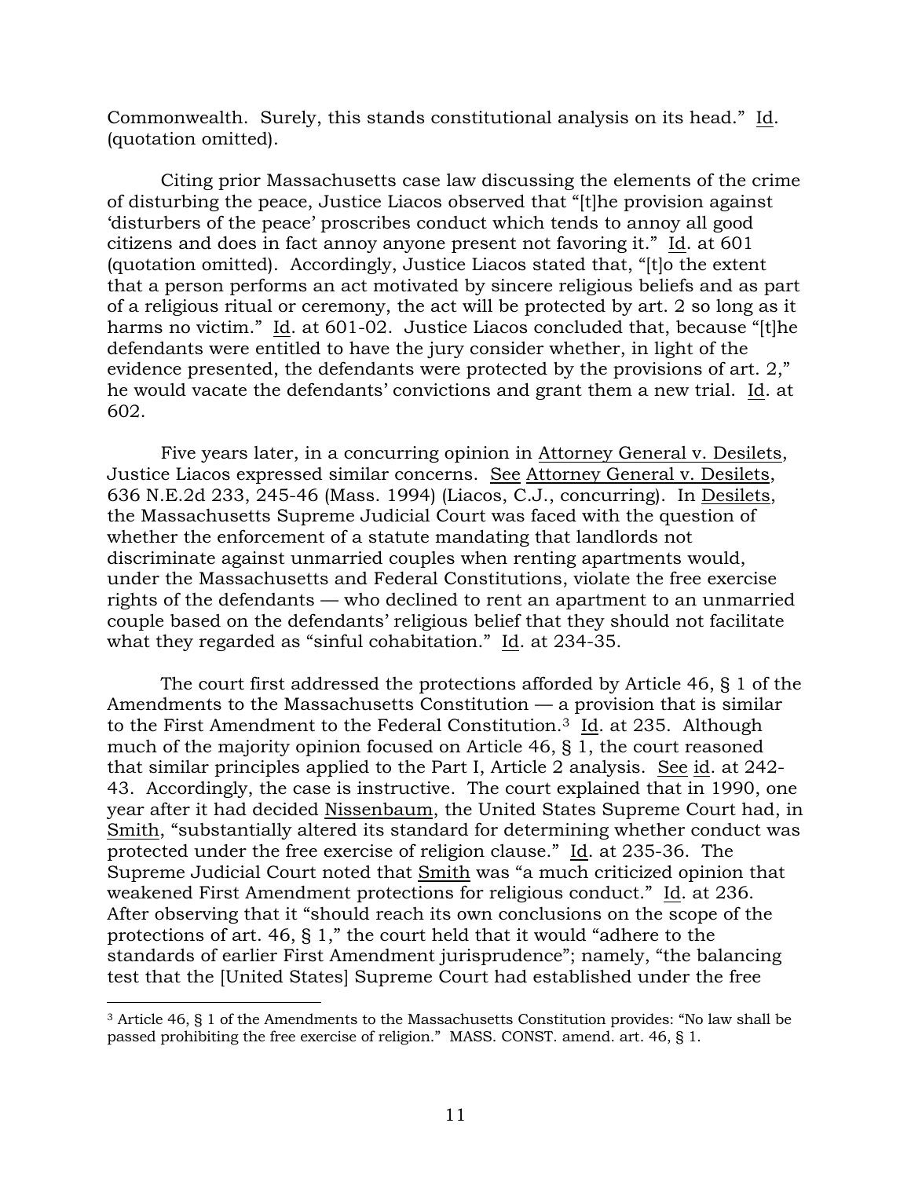Commonwealth. Surely, this stands constitutional analysis on its head." Id. (quotation omitted).

Citing prior Massachusetts case law discussing the elements of the crime of disturbing the peace, Justice Liacos observed that "[t]he provision against 'disturbers of the peace' proscribes conduct which tends to annoy all good citizens and does in fact annoy anyone present not favoring it." Id. at 601 (quotation omitted). Accordingly, Justice Liacos stated that, "[t]o the extent that a person performs an act motivated by sincere religious beliefs and as part of a religious ritual or ceremony, the act will be protected by art. 2 so long as it harms no victim." Id. at 601-02. Justice Liacos concluded that, because "[t]he defendants were entitled to have the jury consider whether, in light of the evidence presented, the defendants were protected by the provisions of art. 2," he would vacate the defendants' convictions and grant them a new trial. Id. at 602.

Five years later, in a concurring opinion in Attorney General v. Desilets, Justice Liacos expressed similar concerns. See Attorney General v. Desilets, 636 N.E.2d 233, 245-46 (Mass. 1994) (Liacos, C.J., concurring). In Desilets, the Massachusetts Supreme Judicial Court was faced with the question of whether the enforcement of a statute mandating that landlords not discriminate against unmarried couples when renting apartments would, under the Massachusetts and Federal Constitutions, violate the free exercise rights of the defendants — who declined to rent an apartment to an unmarried couple based on the defendants' religious belief that they should not facilitate what they regarded as "sinful cohabitation." Id. at 234-35.

The court first addressed the protections afforded by Article 46, § 1 of the Amendments to the Massachusetts Constitution — a provision that is similar to the First Amendment to the Federal Constitution.[3] Id. at 235. Although much of the majority opinion focused on Article 46, § 1, the court reasoned that similar principles applied to the Part I, Article 2 analysis. See id. at 242-43. Accordingly, the case is instructive. The court explained that in 1990, one year after it had decided Nissenbaum, the United States Supreme Court had, in Smith, "substantially altered its standard for determining whether conduct was protected under the free exercise of religion clause." Id. at 235-36. The Supreme Judicial Court noted that Smith was "a much criticized opinion that weakened First Amendment protections for religious conduct." Id. at 236. After observing that it "should reach its own conclusions on the scope of the protections of art. 46, § 1," the court held that it would "adhere to the standards of earlier First Amendment jurisprudence"; namely, "the balancing test that the [United States] Supreme Court had established under the free

[3] Article 46, § 1 of the Amendments to the Massachusetts Constitution provides: "No law shall be passed prohibiting the free exercise of religion." MASS. CONST. amend. art. 46, § 1.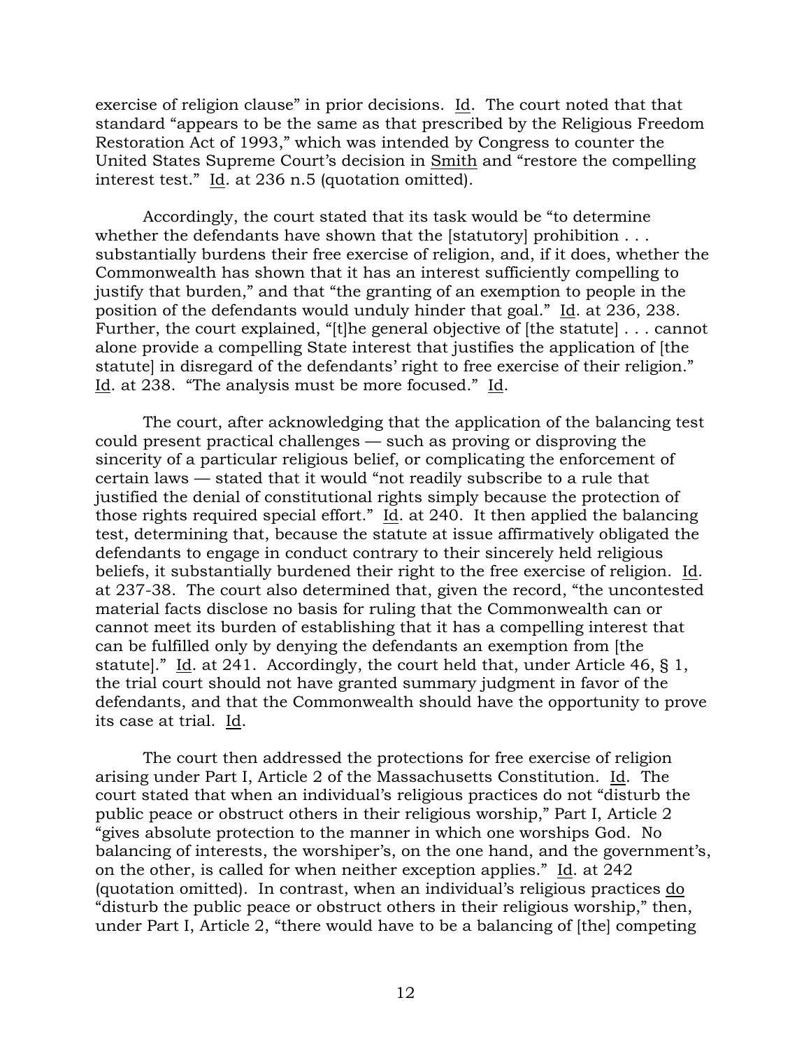exercise of religion clause" in prior decisions. Id. The court noted that that standard "appears to be the same as that prescribed by the Religious Freedom Restoration Act of 1993," which was intended by Congress to counter the United States Supreme Court's decision in Smith and "restore the compelling interest test." Id. at 236 n.5 (quotation omitted).

Accordingly, the court stated that its task would be "to determine whether the defendants have shown that the [statutory] prohibition . . . substantially burdens their free exercise of religion, and, if it does, whether the Commonwealth has shown that it has an interest sufficiently compelling to justify that burden," and that "the granting of an exemption to people in the position of the defendants would unduly hinder that goal." Id. at 236, 238. Further, the court explained, "[t]he general objective of [the statute] . . . cannot alone provide a compelling State interest that justifies the application of [the statute] in disregard of the defendants' right to free exercise of their religion." Id. at 238. "The analysis must be more focused." Id.

The court, after acknowledging that the application of the balancing test could present practical challenges — such as proving or disproving the sincerity of a particular religious belief, or complicating the enforcement of certain laws — stated that it would "not readily subscribe to a rule that justified the denial of constitutional rights simply because the protection of those rights required special effort." Id. at 240. It then applied the balancing test, determining that, because the statute at issue affirmatively obligated the defendants to engage in conduct contrary to their sincerely held religious beliefs, it substantially burdened their right to the free exercise of religion. Id. at 237-38. The court also determined that, given the record, "the uncontested material facts disclose no basis for ruling that the Commonwealth can or cannot meet its burden of establishing that it has a compelling interest that can be fulfilled only by denying the defendants an exemption from [the statute]." Id. at 241. Accordingly, the court held that, under Article 46, § 1, the trial court should not have granted summary judgment in favor of the defendants, and that the Commonwealth should have the opportunity to prove its case at trial. Id.

The court then addressed the protections for free exercise of religion arising under Part I, Article 2 of the Massachusetts Constitution. Id. The court stated that when an individual's religious practices do not "disturb the public peace or obstruct others in their religious worship," Part I, Article 2 "gives absolute protection to the manner in which one worships God. No balancing of interests, the worshiper's, on the one hand, and the government's, on the other, is called for when neither exception applies." Id. at 242 (quotation omitted). In contrast, when an individual's religious practices do "disturb the public peace or obstruct others in their religious worship," then, under Part I, Article 2, "there would have to be a balancing of [the] competing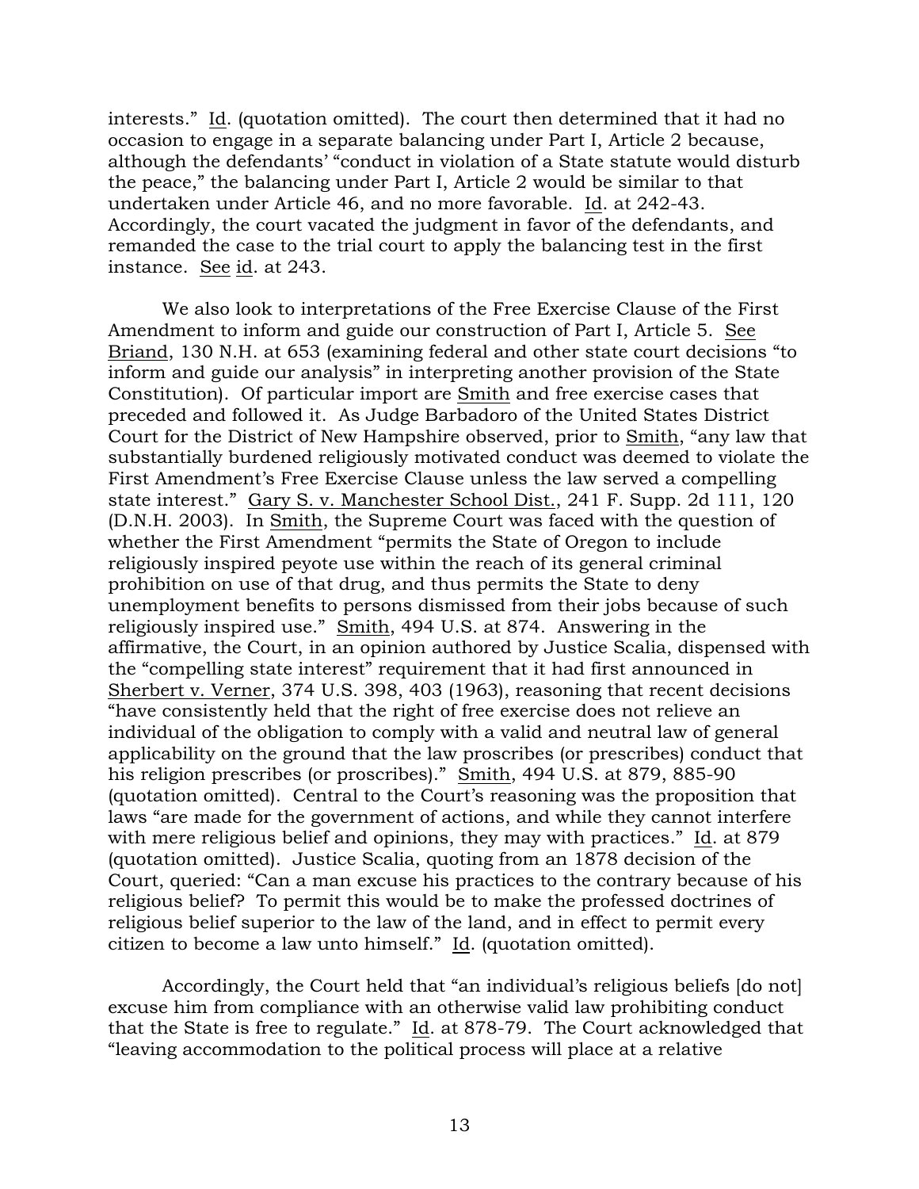interests." Id. (quotation omitted). The court then determined that it had no occasion to engage in a separate balancing under Part I, Article 2 because, although the defendants' "conduct in violation of a State statute would disturb the peace," the balancing under Part I, Article 2 would be similar to that undertaken under Article 46, and no more favorable. Id. at 242-43. Accordingly, the court vacated the judgment in favor of the defendants, and remanded the case to the trial court to apply the balancing test in the first instance. See id. at 243.

We also look to interpretations of the Free Exercise Clause of the First Amendment to inform and guide our construction of Part I, Article 5. See Briand, 130 N.H. at 653 (examining federal and other state court decisions "to inform and guide our analysis" in interpreting another provision of the State Constitution). Of particular import are Smith and free exercise cases that preceded and followed it. As Judge Barbadoro of the United States District Court for the District of New Hampshire observed, prior to Smith, "any law that substantially burdened religiously motivated conduct was deemed to violate the First Amendment's Free Exercise Clause unless the law served a compelling state interest." Gary S. v. Manchester School Dist., 241 F. Supp. 2d 111, 120 (D.N.H. 2003). In Smith, the Supreme Court was faced with the question of whether the First Amendment "permits the State of Oregon to include religiously inspired peyote use within the reach of its general criminal prohibition on use of that drug, and thus permits the State to deny unemployment benefits to persons dismissed from their jobs because of such religiously inspired use." Smith, 494 U.S. at 874. Answering in the affirmative, the Court, in an opinion authored by Justice Scalia, dispensed with the "compelling state interest" requirement that it had first announced in Sherbert v. Verner, 374 U.S. 398, 403 (1963), reasoning that recent decisions "have consistently held that the right of free exercise does not relieve an individual of the obligation to comply with a valid and neutral law of general applicability on the ground that the law proscribes (or prescribes) conduct that his religion prescribes (or proscribes)." Smith, 494 U.S. at 879, 885-90 (quotation omitted). Central to the Court's reasoning was the proposition that laws "are made for the government of actions, and while they cannot interfere with mere religious belief and opinions, they may with practices." Id. at 879 (quotation omitted). Justice Scalia, quoting from an 1878 decision of the Court, queried: "Can a man excuse his practices to the contrary because of his religious belief? To permit this would be to make the professed doctrines of religious belief superior to the law of the land, and in effect to permit every citizen to become a law unto himself." Id. (quotation omitted).

Accordingly, the Court held that "an individual's religious beliefs [do not] excuse him from compliance with an otherwise valid law prohibiting conduct that the State is free to regulate." Id. at 878-79. The Court acknowledged that "leaving accommodation to the political process will place at a relative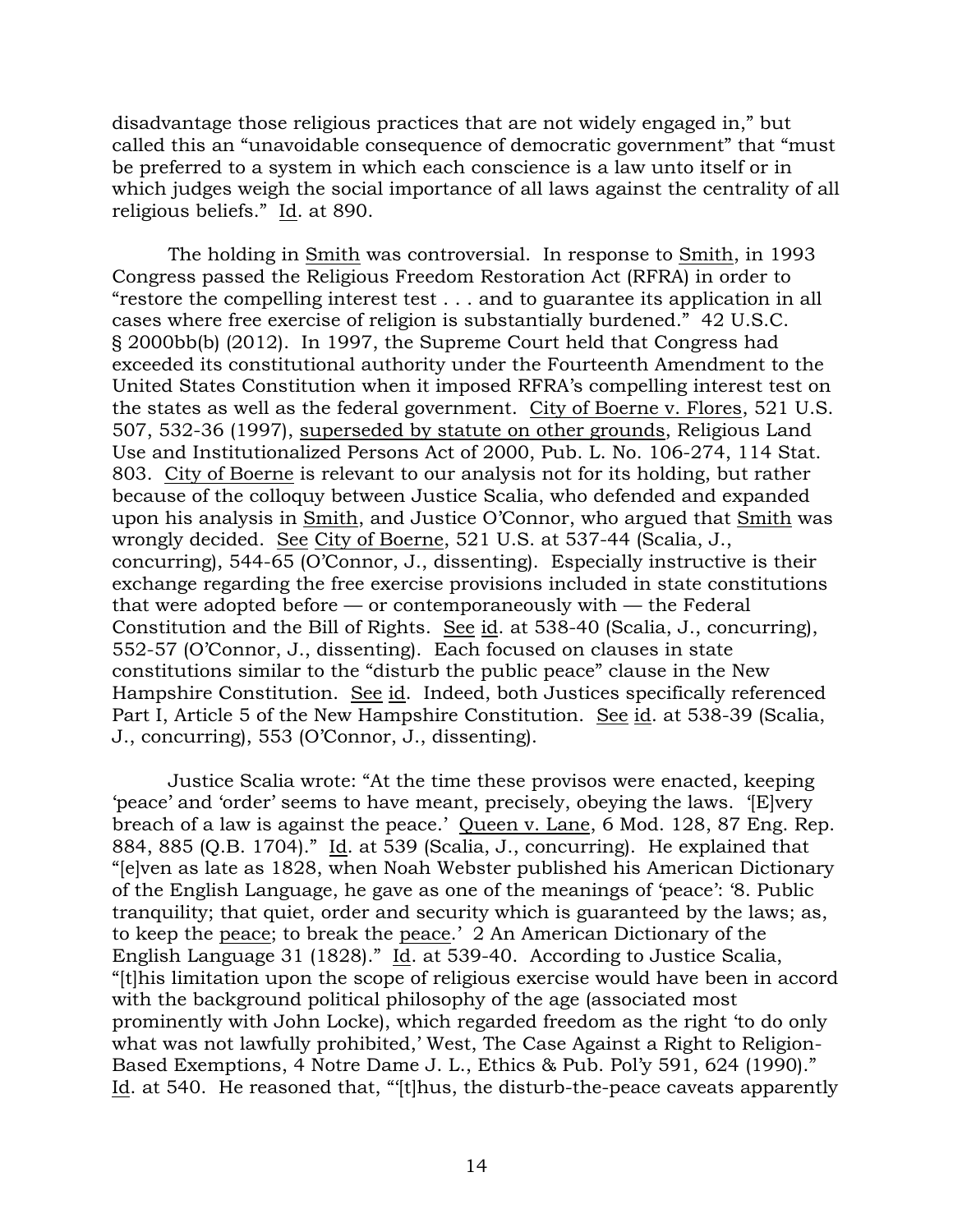disadvantage those religious practices that are not widely engaged in," but called this an "unavoidable consequence of democratic government" that "must be preferred to a system in which each conscience is a law unto itself or in which judges weigh the social importance of all laws against the centrality of all religious beliefs." Id. at 890.

The holding in Smith was controversial. In response to Smith, in 1993 Congress passed the Religious Freedom Restoration Act (RFRA) in order to "restore the compelling interest test . . . and to guarantee its application in all cases where free exercise of religion is substantially burdened." 42 U.S.C. § 2000bb(b) (2012). In 1997, the Supreme Court held that Congress had exceeded its constitutional authority under the Fourteenth Amendment to the United States Constitution when it imposed RFRA's compelling interest test on the states as well as the federal government. City of Boerne v. Flores, 521 U.S. 507, 532-36 (1997), superseded by statute on other grounds, Religious Land Use and Institutionalized Persons Act of 2000, Pub. L. No. 106-274, 114 Stat. 803. City of Boerne is relevant to our analysis not for its holding, but rather because of the colloquy between Justice Scalia, who defended and expanded upon his analysis in Smith, and Justice O'Connor, who argued that Smith was wrongly decided. See City of Boerne, 521 U.S. at 537-44 (Scalia, J., concurring), 544-65 (O'Connor, J., dissenting). Especially instructive is their exchange regarding the free exercise provisions included in state constitutions that were adopted before — or contemporaneously with — the Federal Constitution and the Bill of Rights. See id. at 538-40 (Scalia, J., concurring), 552-57 (O'Connor, J., dissenting). Each focused on clauses in state constitutions similar to the "disturb the public peace" clause in the New Hampshire Constitution. See id. Indeed, both Justices specifically referenced Part I, Article 5 of the New Hampshire Constitution. See id. at 538-39 (Scalia, J., concurring), 553 (O'Connor, J., dissenting).

Justice Scalia wrote: "At the time these provisos were enacted, keeping 'peace' and 'order' seems to have meant, precisely, obeying the laws. '[E]very breach of a law is against the peace.' Queen v. Lane, 6 Mod. 128, 87 Eng. Rep. 884, 885 (Q.B. 1704)." Id. at 539 (Scalia, J., concurring). He explained that "[e]ven as late as 1828, when Noah Webster published his American Dictionary of the English Language, he gave as one of the meanings of 'peace': '8. Public tranquility; that quiet, order and security which is guaranteed by the laws; as, to keep the peace; to break the peace.' 2 An American Dictionary of the English Language 31 (1828)." Id. at 539-40. According to Justice Scalia, "[t]his limitation upon the scope of religious exercise would have been in accord with the background political philosophy of the age (associated most prominently with John Locke), which regarded freedom as the right 'to do only what was not lawfully prohibited,' West, The Case Against a Right to Religion-Based Exemptions, 4 Notre Dame J. L., Ethics & Pub. Pol'y 591, 624 (1990)." Id. at 540. He reasoned that, "'[t]hus, the disturb-the-peace caveats apparently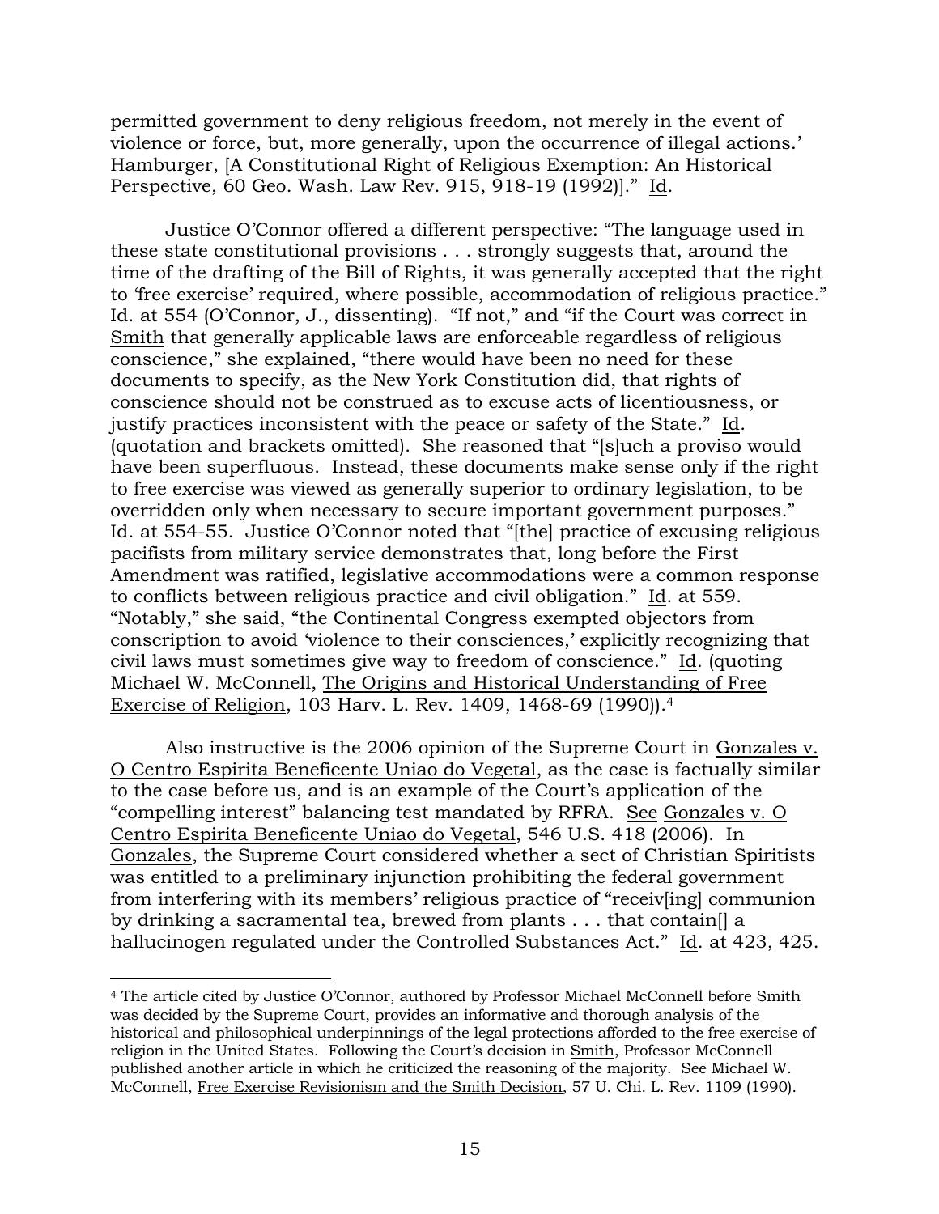permitted government to deny religious freedom, not merely in the event of violence or force, but, more generally, upon the occurrence of illegal actions.' Hamburger, [A Constitutional Right of Religious Exemption: An Historical Perspective, 60 Geo. Wash. Law Rev. 915, 918-19 (1992)]." Id.

Justice O'Connor offered a different perspective: "The language used in these state constitutional provisions . . . strongly suggests that, around the time of the drafting of the Bill of Rights, it was generally accepted that the right to 'free exercise' required, where possible, accommodation of religious practice." Id. at 554 (O'Connor, J., dissenting). "If not," and "if the Court was correct in Smith that generally applicable laws are enforceable regardless of religious conscience," she explained, "there would have been no need for these documents to specify, as the New York Constitution did, that rights of conscience should not be construed as to excuse acts of licentiousness, or justify practices inconsistent with the peace or safety of the State." Id. (quotation and brackets omitted). She reasoned that "[s]uch a proviso would have been superfluous. Instead, these documents make sense only if the right to free exercise was viewed as generally superior to ordinary legislation, to be overridden only when necessary to secure important government purposes." Id. at 554-55. Justice O'Connor noted that "[the] practice of excusing religious pacifists from military service demonstrates that, long before the First Amendment was ratified, legislative accommodations were a common response to conflicts between religious practice and civil obligation." Id. at 559. "Notably," she said, "the Continental Congress exempted objectors from conscription to avoid 'violence to their consciences,' explicitly recognizing that civil laws must sometimes give way to freedom of conscience." Id. (quoting Michael W. McConnell, The Origins and Historical Understanding of Free Exercise of Religion, 103 Harv. L. Rev. 1409, 1468-69 (1990)).[4]

Also instructive is the 2006 opinion of the Supreme Court in Gonzales v. O Centro Espirita Beneficente Uniao do Vegetal, as the case is factually similar to the case before us, and is an example of the Court's application of the "compelling interest" balancing test mandated by RFRA. See Gonzales v. O Centro Espirita Beneficente Uniao do Vegetal, 546 U.S. 418 (2006). In Gonzales, the Supreme Court considered whether a sect of Christian Spiritists was entitled to a preliminary injunction prohibiting the federal government from interfering with its members' religious practice of "receiv[ing] communion by drinking a sacramental tea, brewed from plants . . . that contain[] a hallucinogen regulated under the Controlled Substances Act." Id. at 423, 425.

---

[4] The article cited by Justice O'Connor, authored by Professor Michael McConnell before Smith was decided by the Supreme Court, provides an informative and thorough analysis of the historical and philosophical underpinnings of the legal protections afforded to the free exercise of religion in the United States. Following the Court's decision in Smith, Professor McConnell published another article in which he criticized the reasoning of the majority. See Michael W. McConnell, Free Exercise Revisionism and the Smith Decision, 57 U. Chi. L. Rev. 1109 (1990).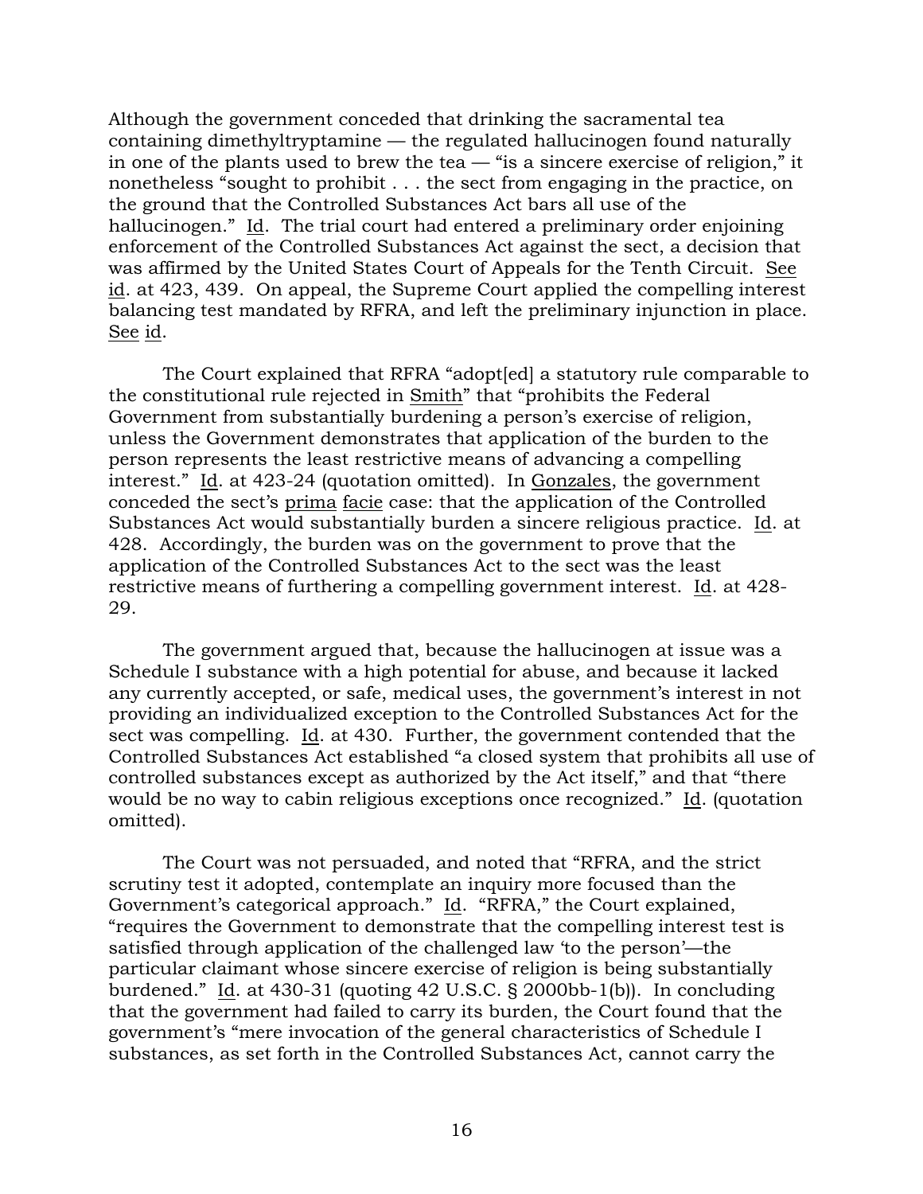Although the government conceded that drinking the sacramental tea containing dimethyltryptamine — the regulated hallucinogen found naturally in one of the plants used to brew the tea — "is a sincere exercise of religion," it nonetheless "sought to prohibit . . . the sect from engaging in the practice, on the ground that the Controlled Substances Act bars all use of the hallucinogen." Id. The trial court had entered a preliminary order enjoining enforcement of the Controlled Substances Act against the sect, a decision that was affirmed by the United States Court of Appeals for the Tenth Circuit. See id. at 423, 439. On appeal, the Supreme Court applied the compelling interest balancing test mandated by RFRA, and left the preliminary injunction in place. See id.

The Court explained that RFRA "adopt[ed] a statutory rule comparable to the constitutional rule rejected in Smith" that "prohibits the Federal Government from substantially burdening a person's exercise of religion, unless the Government demonstrates that application of the burden to the person represents the least restrictive means of advancing a compelling interest." Id. at 423-24 (quotation omitted). In Gonzales, the government conceded the sect's prima facie case: that the application of the Controlled Substances Act would substantially burden a sincere religious practice. Id. at 428. Accordingly, the burden was on the government to prove that the application of the Controlled Substances Act to the sect was the least restrictive means of furthering a compelling government interest. Id. at 428-29.

The government argued that, because the hallucinogen at issue was a Schedule I substance with a high potential for abuse, and because it lacked any currently accepted, or safe, medical uses, the government's interest in not providing an individualized exception to the Controlled Substances Act for the sect was compelling. Id. at 430. Further, the government contended that the Controlled Substances Act established "a closed system that prohibits all use of controlled substances except as authorized by the Act itself," and that "there would be no way to cabin religious exceptions once recognized." Id. (quotation omitted).

The Court was not persuaded, and noted that "RFRA, and the strict scrutiny test it adopted, contemplate an inquiry more focused than the Government's categorical approach." Id. "RFRA," the Court explained, "requires the Government to demonstrate that the compelling interest test is satisfied through application of the challenged law 'to the person'—the particular claimant whose sincere exercise of religion is being substantially burdened." Id. at 430-31 (quoting 42 U.S.C. § 2000bb-1(b)). In concluding that the government had failed to carry its burden, the Court found that the government's "mere invocation of the general characteristics of Schedule I substances, as set forth in the Controlled Substances Act, cannot carry the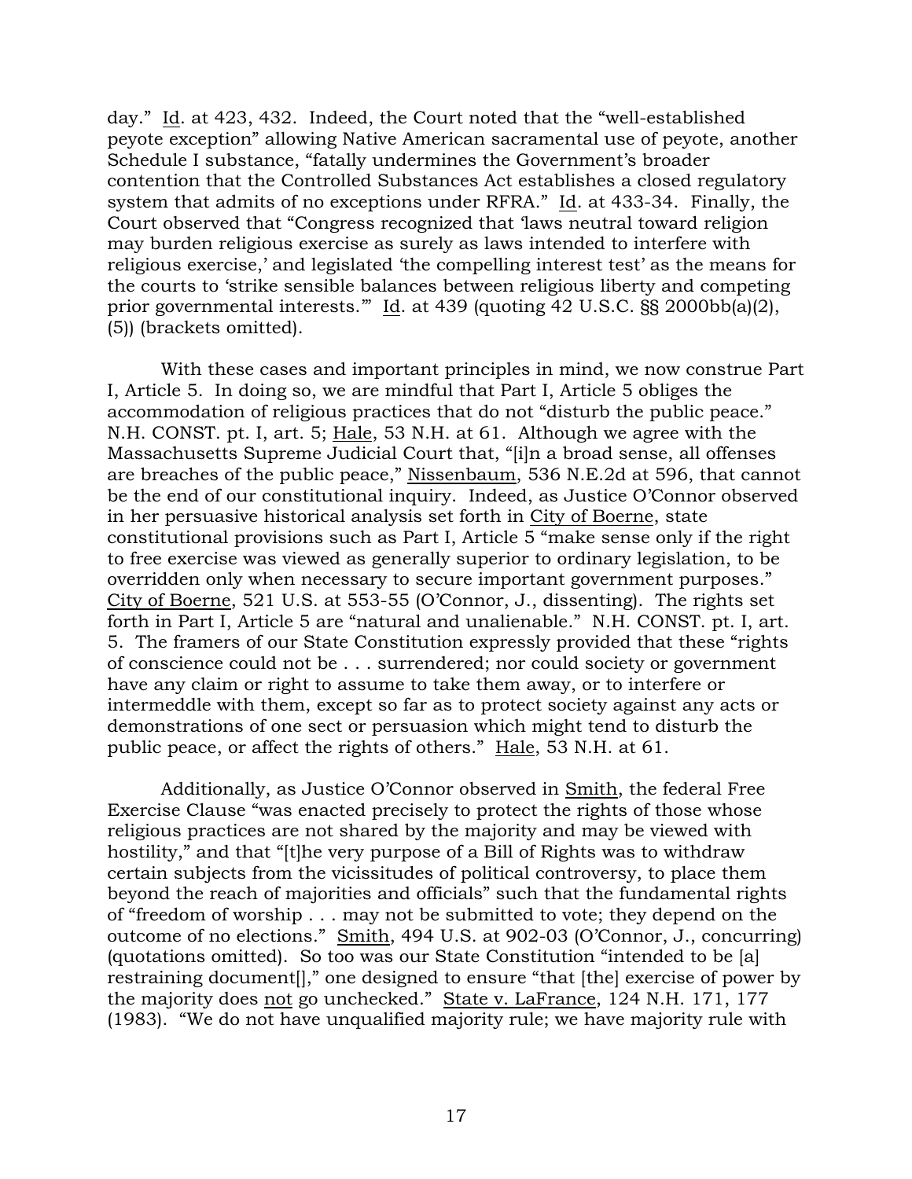day." Id. at 423, 432. Indeed, the Court noted that the "well-established peyote exception" allowing Native American sacramental use of peyote, another Schedule I substance, "fatally undermines the Government's broader contention that the Controlled Substances Act establishes a closed regulatory system that admits of no exceptions under RFRA." Id. at 433-34. Finally, the Court observed that "Congress recognized that 'laws neutral toward religion may burden religious exercise as surely as laws intended to interfere with religious exercise,' and legislated 'the compelling interest test' as the means for the courts to 'strike sensible balances between religious liberty and competing prior governmental interests.'" Id. at 439 (quoting 42 U.S.C. §§ 2000bb(a)(2), (5)) (brackets omitted).

With these cases and important principles in mind, we now construe Part I, Article 5. In doing so, we are mindful that Part I, Article 5 obliges the accommodation of religious practices that do not "disturb the public peace." N.H. CONST. pt. I, art. 5; Hale, 53 N.H. at 61. Although we agree with the Massachusetts Supreme Judicial Court that, "[i]n a broad sense, all offenses are breaches of the public peace," Nissenbaum, 536 N.E.2d at 596, that cannot be the end of our constitutional inquiry. Indeed, as Justice O'Connor observed in her persuasive historical analysis set forth in City of Boerne, state constitutional provisions such as Part I, Article 5 "make sense only if the right to free exercise was viewed as generally superior to ordinary legislation, to be overridden only when necessary to secure important government purposes." City of Boerne, 521 U.S. at 553-55 (O'Connor, J., dissenting). The rights set forth in Part I, Article 5 are "natural and unalienable." N.H. CONST. pt. I, art. 5. The framers of our State Constitution expressly provided that these "rights of conscience could not be . . . surrendered; nor could society or government have any claim or right to assume to take them away, or to interfere or intermeddle with them, except so far as to protect society against any acts or demonstrations of one sect or persuasion which might tend to disturb the public peace, or affect the rights of others." Hale, 53 N.H. at 61.

Additionally, as Justice O'Connor observed in Smith, the federal Free Exercise Clause "was enacted precisely to protect the rights of those whose religious practices are not shared by the majority and may be viewed with hostility," and that "[t]he very purpose of a Bill of Rights was to withdraw certain subjects from the vicissitudes of political controversy, to place them beyond the reach of majorities and officials" such that the fundamental rights of "freedom of worship . . . may not be submitted to vote; they depend on the outcome of no elections." Smith, 494 U.S. at 902-03 (O'Connor, J., concurring) (quotations omitted). So too was our State Constitution "intended to be [a] restraining document[]," one designed to ensure "that [the] exercise of power by the majority does not go unchecked." State v. LaFrance, 124 N.H. 171, 177 (1983). "We do not have unqualified majority rule; we have majority rule with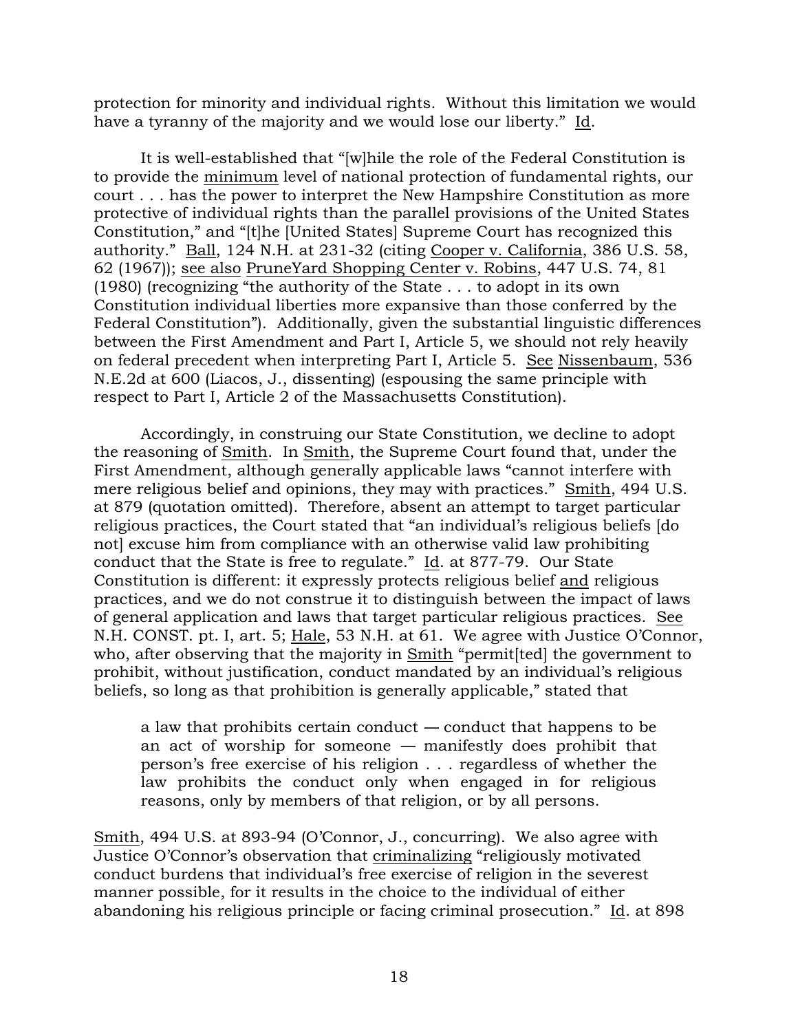protection for minority and individual rights. Without this limitation we would have a tyranny of the majority and we would lose our liberty." Id.

It is well-established that "[w]hile the role of the Federal Constitution is to provide the minimum level of national protection of fundamental rights, our court . . . has the power to interpret the New Hampshire Constitution as more protective of individual rights than the parallel provisions of the United States Constitution," and "[t]he [United States] Supreme Court has recognized this authority." Ball, 124 N.H. at 231-32 (citing Cooper v. California, 386 U.S. 58, 62 (1967)); see also PruneYard Shopping Center v. Robins, 447 U.S. 74, 81 (1980) (recognizing "the authority of the State . . . to adopt in its own Constitution individual liberties more expansive than those conferred by the Federal Constitution"). Additionally, given the substantial linguistic differences between the First Amendment and Part I, Article 5, we should not rely heavily on federal precedent when interpreting Part I, Article 5. See Nissenbaum, 536 N.E.2d at 600 (Liacos, J., dissenting) (espousing the same principle with respect to Part I, Article 2 of the Massachusetts Constitution).

Accordingly, in construing our State Constitution, we decline to adopt the reasoning of Smith. In Smith, the Supreme Court found that, under the First Amendment, although generally applicable laws "cannot interfere with mere religious belief and opinions, they may with practices." Smith, 494 U.S. at 879 (quotation omitted). Therefore, absent an attempt to target particular religious practices, the Court stated that "an individual's religious beliefs [do not] excuse him from compliance with an otherwise valid law prohibiting conduct that the State is free to regulate." Id. at 877-79. Our State Constitution is different: it expressly protects religious belief and religious practices, and we do not construe it to distinguish between the impact of laws of general application and laws that target particular religious practices. See N.H. CONST. pt. I, art. 5; Hale, 53 N.H. at 61. We agree with Justice O'Connor, who, after observing that the majority in Smith "permit[ted] the government to prohibit, without justification, conduct mandated by an individual's religious beliefs, so long as that prohibition is generally applicable," stated that

> a law that prohibits certain conduct — conduct that happens to be an act of worship for someone — manifestly does prohibit that person's free exercise of his religion . . . regardless of whether the law prohibits the conduct only when engaged in for religious reasons, only by members of that religion, or by all persons.

Smith, 494 U.S. at 893-94 (O'Connor, J., concurring). We also agree with Justice O'Connor's observation that criminalizing "religiously motivated conduct burdens that individual's free exercise of religion in the severest manner possible, for it results in the choice to the individual of either abandoning his religious principle or facing criminal prosecution." Id. at 898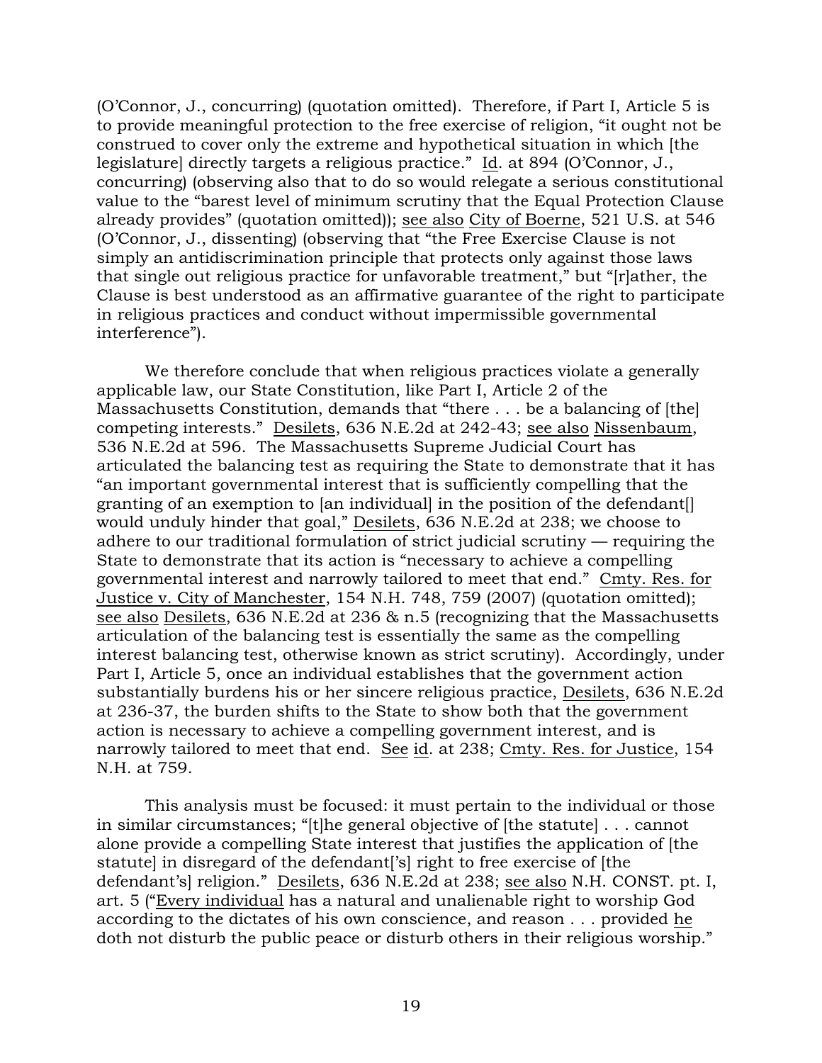(O'Connor, J., concurring) (quotation omitted). Therefore, if Part I, Article 5 is to provide meaningful protection to the free exercise of religion, "it ought not be construed to cover only the extreme and hypothetical situation in which [the legislature] directly targets a religious practice." Id. at 894 (O'Connor, J., concurring) (observing also that to do so would relegate a serious constitutional value to the "barest level of minimum scrutiny that the Equal Protection Clause already provides" (quotation omitted)); see also City of Boerne, 521 U.S. at 546 (O'Connor, J., dissenting) (observing that "the Free Exercise Clause is not simply an antidiscrimination principle that protects only against those laws that single out religious practice for unfavorable treatment," but "[r]ather, the Clause is best understood as an affirmative guarantee of the right to participate in religious practices and conduct without impermissible governmental interference").

We therefore conclude that when religious practices violate a generally applicable law, our State Constitution, like Part I, Article 2 of the Massachusetts Constitution, demands that "there . . . be a balancing of [the] competing interests." Desilets, 636 N.E.2d at 242-43; see also Nissenbaum, 536 N.E.2d at 596. The Massachusetts Supreme Judicial Court has articulated the balancing test as requiring the State to demonstrate that it has "an important governmental interest that is sufficiently compelling that the granting of an exemption to [an individual] in the position of the defendant[] would unduly hinder that goal," Desilets, 636 N.E.2d at 238; we choose to adhere to our traditional formulation of strict judicial scrutiny — requiring the State to demonstrate that its action is "necessary to achieve a compelling governmental interest and narrowly tailored to meet that end." Cmty. Res. for Justice v. City of Manchester, 154 N.H. 748, 759 (2007) (quotation omitted); see also Desilets, 636 N.E.2d at 236 & n.5 (recognizing that the Massachusetts articulation of the balancing test is essentially the same as the compelling interest balancing test, otherwise known as strict scrutiny). Accordingly, under Part I, Article 5, once an individual establishes that the government action substantially burdens his or her sincere religious practice, Desilets, 636 N.E.2d at 236-37, the burden shifts to the State to show both that the government action is necessary to achieve a compelling government interest, and is narrowly tailored to meet that end. See id. at 238; Cmty. Res. for Justice, 154 N.H. at 759.

This analysis must be focused: it must pertain to the individual or those in similar circumstances; "[t]he general objective of [the statute] . . . cannot alone provide a compelling State interest that justifies the application of [the statute] in disregard of the defendant['s] right to free exercise of [the defendant's] religion." Desilets, 636 N.E.2d at 238; see also N.H. CONST. pt. I, art. 5 ("Every individual has a natural and unalienable right to worship God according to the dictates of his own conscience, and reason . . . provided he doth not disturb the public peace or disturb others in their religious worship."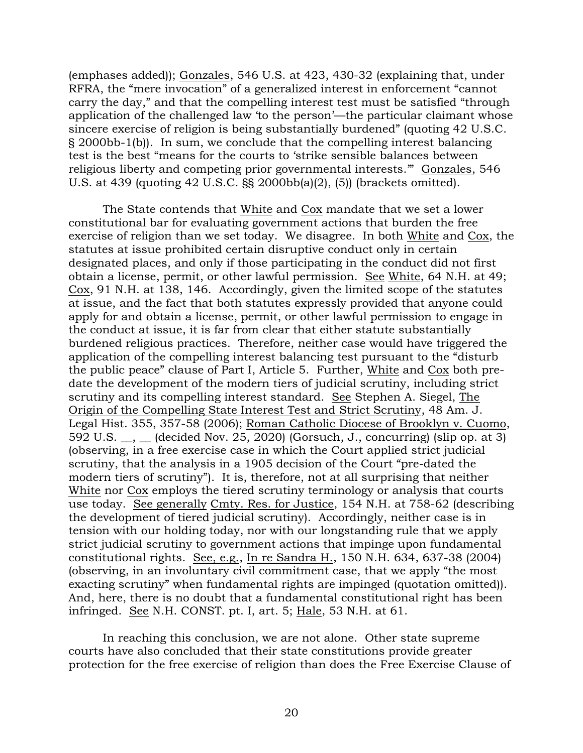(emphases added)); Gonzales, 546 U.S. at 423, 430-32 (explaining that, under RFRA, the "mere invocation" of a generalized interest in enforcement "cannot carry the day," and that the compelling interest test must be satisfied "through application of the challenged law 'to the person'—the particular claimant whose sincere exercise of religion is being substantially burdened" (quoting 42 U.S.C. § 2000bb-1(b)). In sum, we conclude that the compelling interest balancing test is the best "means for the courts to 'strike sensible balances between religious liberty and competing prior governmental interests.'" Gonzales, 546 U.S. at 439 (quoting 42 U.S.C. §§ 2000bb(a)(2), (5)) (brackets omitted).

The State contends that White and Cox mandate that we set a lower constitutional bar for evaluating government actions that burden the free exercise of religion than we set today. We disagree. In both White and Cox, the statutes at issue prohibited certain disruptive conduct only in certain designated places, and only if those participating in the conduct did not first obtain a license, permit, or other lawful permission. See White, 64 N.H. at 49; Cox, 91 N.H. at 138, 146. Accordingly, given the limited scope of the statutes at issue, and the fact that both statutes expressly provided that anyone could apply for and obtain a license, permit, or other lawful permission to engage in the conduct at issue, it is far from clear that either statute substantially burdened religious practices. Therefore, neither case would have triggered the application of the compelling interest balancing test pursuant to the "disturb the public peace" clause of Part I, Article 5. Further, White and Cox both pre-date the development of the modern tiers of judicial scrutiny, including strict scrutiny and its compelling interest standard. See Stephen A. Siegel, The Origin of the Compelling State Interest Test and Strict Scrutiny, 48 Am. J. Legal Hist. 355, 357-58 (2006); Roman Catholic Diocese of Brooklyn v. Cuomo, 592 U.S. __, __ (decided Nov. 25, 2020) (Gorsuch, J., concurring) (slip op. at 3) (observing, in a free exercise case in which the Court applied strict judicial scrutiny, that the analysis in a 1905 decision of the Court "pre-dated the modern tiers of scrutiny"). It is, therefore, not at all surprising that neither White nor Cox employs the tiered scrutiny terminology or analysis that courts use today. See generally Cmty. Res. for Justice, 154 N.H. at 758-62 (describing the development of tiered judicial scrutiny). Accordingly, neither case is in tension with our holding today, nor with our longstanding rule that we apply strict judicial scrutiny to government actions that impinge upon fundamental constitutional rights. See, e.g., In re Sandra H., 150 N.H. 634, 637-38 (2004) (observing, in an involuntary civil commitment case, that we apply "the most exacting scrutiny" when fundamental rights are impinged (quotation omitted)). And, here, there is no doubt that a fundamental constitutional right has been infringed. See N.H. CONST. pt. I, art. 5; Hale, 53 N.H. at 61.

In reaching this conclusion, we are not alone. Other state supreme courts have also concluded that their state constitutions provide greater protection for the free exercise of religion than does the Free Exercise Clause of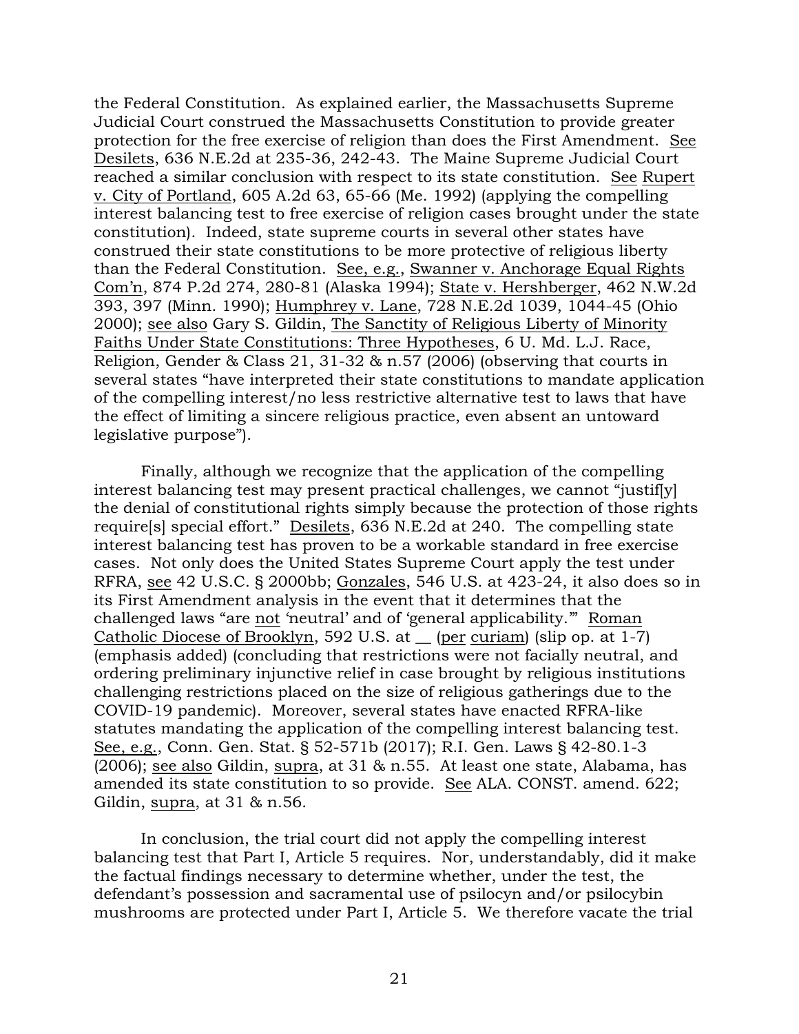the Federal Constitution. As explained earlier, the Massachusetts Supreme Judicial Court construed the Massachusetts Constitution to provide greater protection for the free exercise of religion than does the First Amendment. See Desilets, 636 N.E.2d at 235-36, 242-43. The Maine Supreme Judicial Court reached a similar conclusion with respect to its state constitution. See Rupert v. City of Portland, 605 A.2d 63, 65-66 (Me. 1992) (applying the compelling interest balancing test to free exercise of religion cases brought under the state constitution). Indeed, state supreme courts in several other states have construed their state constitutions to be more protective of religious liberty than the Federal Constitution. See, e.g., Swanner v. Anchorage Equal Rights Com'n, 874 P.2d 274, 280-81 (Alaska 1994); State v. Hershberger, 462 N.W.2d 393, 397 (Minn. 1990); Humphrey v. Lane, 728 N.E.2d 1039, 1044-45 (Ohio 2000); see also Gary S. Gildin, The Sanctity of Religious Liberty of Minority Faiths Under State Constitutions: Three Hypotheses, 6 U. Md. L.J. Race, Religion, Gender & Class 21, 31-32 & n.57 (2006) (observing that courts in several states "have interpreted their state constitutions to mandate application of the compelling interest/no less restrictive alternative test to laws that have the effect of limiting a sincere religious practice, even absent an untoward legislative purpose").

Finally, although we recognize that the application of the compelling interest balancing test may present practical challenges, we cannot "justif[y] the denial of constitutional rights simply because the protection of those rights require[s] special effort." Desilets, 636 N.E.2d at 240. The compelling state interest balancing test has proven to be a workable standard in free exercise cases. Not only does the United States Supreme Court apply the test under RFRA, see 42 U.S.C. § 2000bb; Gonzales, 546 U.S. at 423-24, it also does so in its First Amendment analysis in the event that it determines that the challenged laws "are not 'neutral' and of 'general applicability.'" Roman Catholic Diocese of Brooklyn, 592 U.S. at __ (per curiam) (slip op. at 1-7) (emphasis added) (concluding that restrictions were not facially neutral, and ordering preliminary injunctive relief in case brought by religious institutions challenging restrictions placed on the size of religious gatherings due to the COVID-19 pandemic). Moreover, several states have enacted RFRA-like statutes mandating the application of the compelling interest balancing test. See, e.g., Conn. Gen. Stat. § 52-571b (2017); R.I. Gen. Laws § 42-80.1-3 (2006); see also Gildin, supra, at 31 & n.55. At least one state, Alabama, has amended its state constitution to so provide. See ALA. CONST. amend. 622; Gildin, supra, at 31 & n.56.

In conclusion, the trial court did not apply the compelling interest balancing test that Part I, Article 5 requires. Nor, understandably, did it make the factual findings necessary to determine whether, under the test, the defendant's possession and sacramental use of psilocyn and/or psilocybin mushrooms are protected under Part I, Article 5. We therefore vacate the trial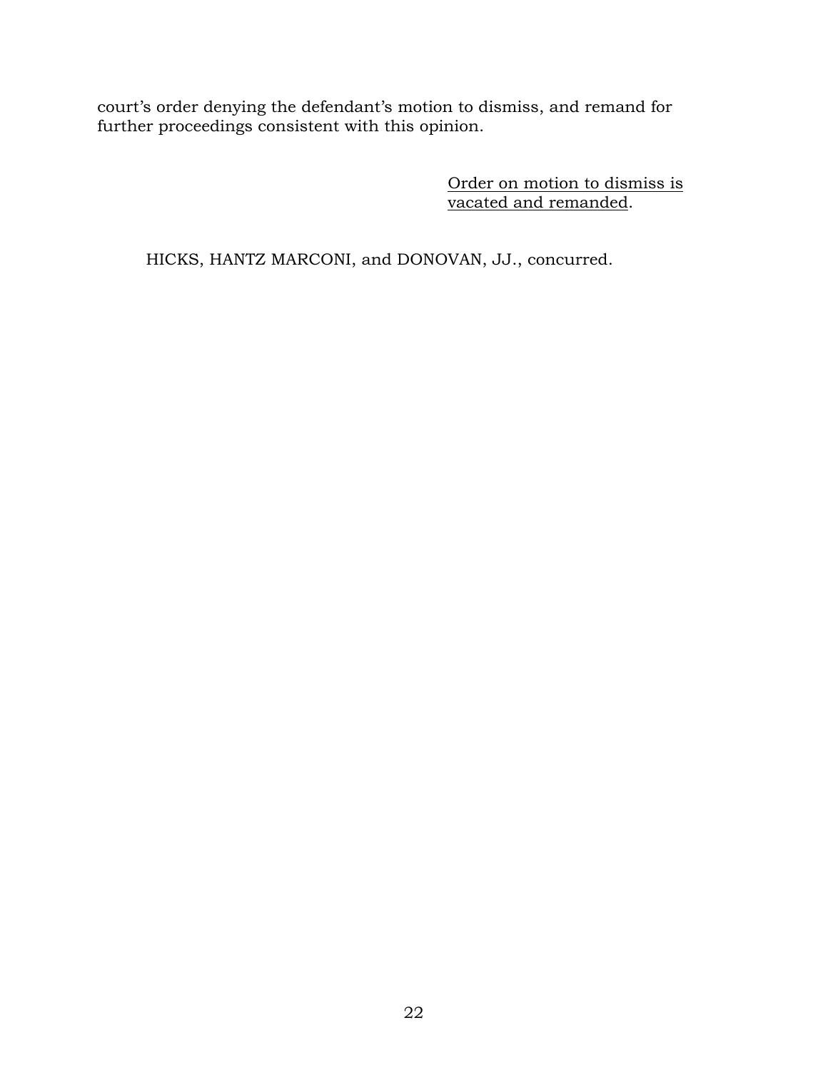court's order denying the defendant's motion to dismiss, and remand for further proceedings consistent with this opinion.

Order on motion to dismiss is vacated and remanded.

HICKS, HANTZ MARCONI, and DONOVAN, JJ., concurred.